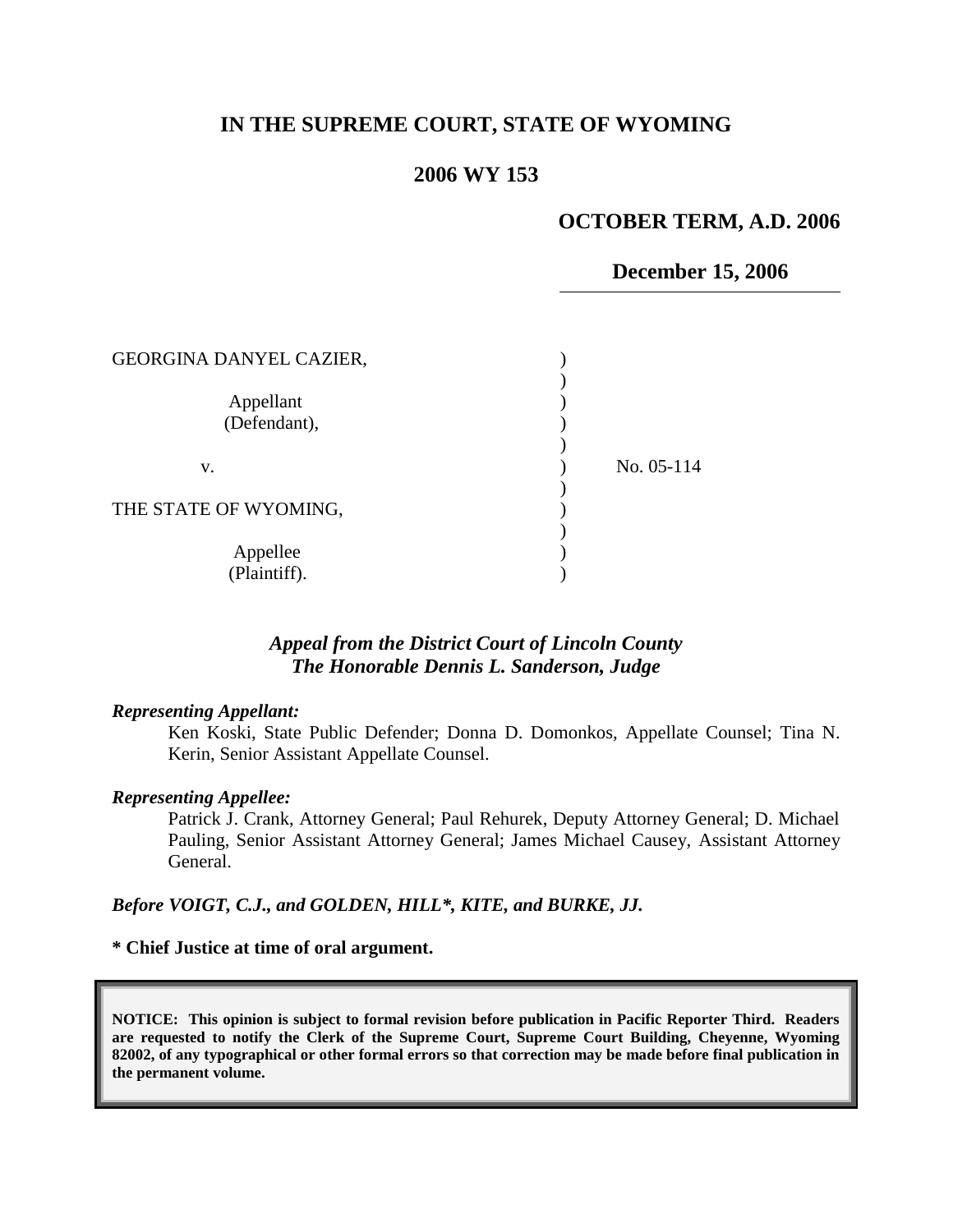# IN THE SUPREME COURT, STATE OF WYOMING

## 2006 WY 153

**OCTOBER TERM, A.D. 2006**

**December 15, 2006**

| | | |
|---|---|---|
| GEORGINA DANYEL CAZIER, | ) | |
| | ) | |
| Appellant | ) | |
| (Defendant), | ) | |
| | ) | |
| v. | ) | No. 05-114 |
| | ) | |
| THE STATE OF WYOMING, | ) | |
| | ) | |
| Appellee | ) | |
| (Plaintiff). | ) | |

***Appeal from the District Court of Lincoln County***
***The Honorable Dennis L. Sanderson, Judge***

***Representing Appellant:***

Ken Koski, State Public Defender; Donna D. Domonkos, Appellate Counsel; Tina N. Kerin, Senior Assistant Appellate Counsel.

***Representing Appellee:***

Patrick J. Crank, Attorney General; Paul Rehurek, Deputy Attorney General; D. Michael Pauling, Senior Assistant Attorney General; James Michael Causey, Assistant Attorney General.

***Before VOIGT, C.J., and GOLDEN, HILL\*, KITE, and BURKE, JJ.***

**\* Chief Justice at time of oral argument.**

**NOTICE: This opinion is subject to formal revision before publication in Pacific Reporter Third. Readers are requested to notify the Clerk of the Supreme Court, Supreme Court Building, Cheyenne, Wyoming 82002, of any typographical or other formal errors so that correction may be made before final publication in the permanent volume.**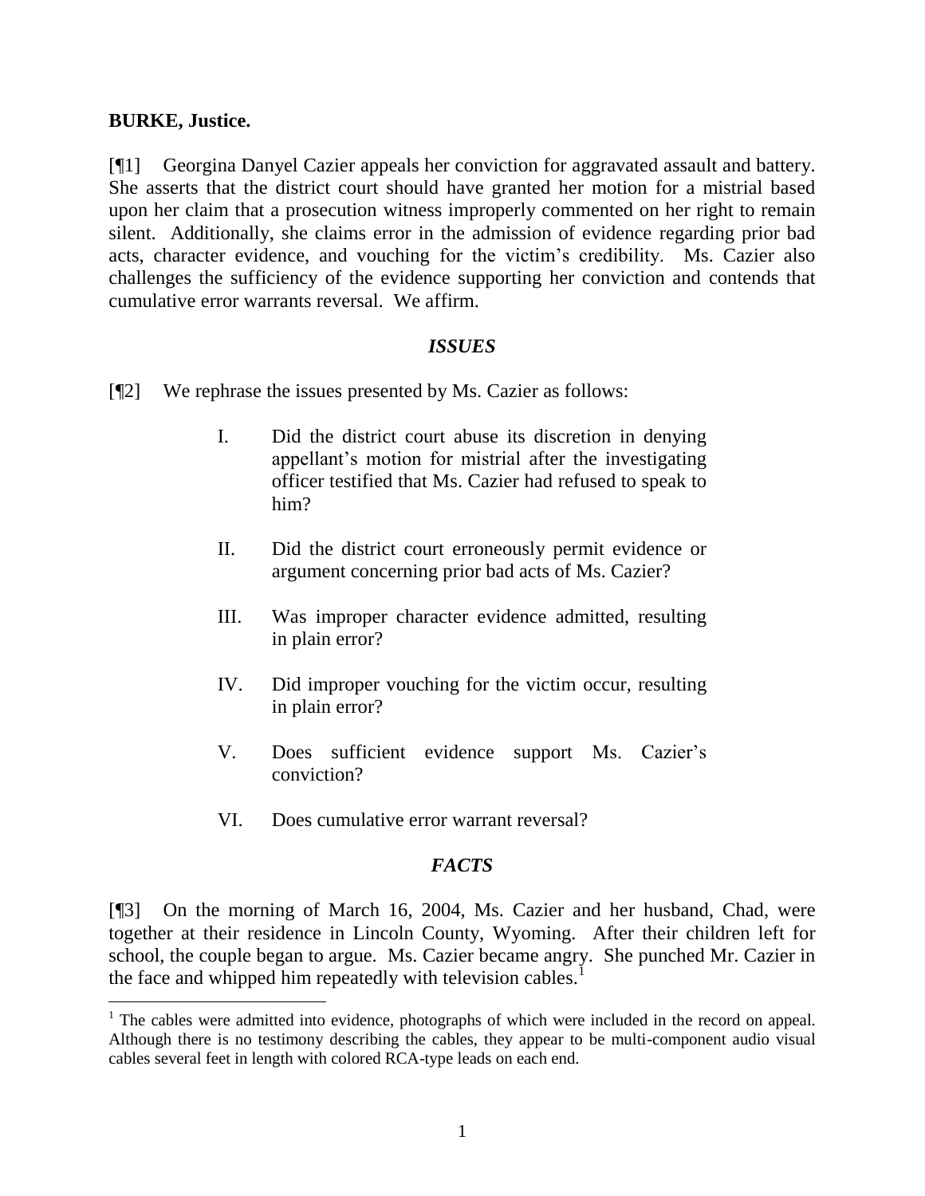**BURKE, Justice.**

[¶1] Georgina Danyel Cazier appeals her conviction for aggravated assault and battery. She asserts that the district court should have granted her motion for a mistrial based upon her claim that a prosecution witness improperly commented on her right to remain silent. Additionally, she claims error in the admission of evidence regarding prior bad acts, character evidence, and vouching for the victim's credibility. Ms. Cazier also challenges the sufficiency of the evidence supporting her conviction and contends that cumulative error warrants reversal. We affirm.

## *ISSUES*

[¶2] We rephrase the issues presented by Ms. Cazier as follows:

> I. Did the district court abuse its discretion in denying appellant's motion for mistrial after the investigating officer testified that Ms. Cazier had refused to speak to him?
>
> II. Did the district court erroneously permit evidence or argument concerning prior bad acts of Ms. Cazier?
>
> III. Was improper character evidence admitted, resulting in plain error?
>
> IV. Did improper vouching for the victim occur, resulting in plain error?
>
> V. Does sufficient evidence support Ms. Cazier's conviction?
>
> VI. Does cumulative error warrant reversal?

## *FACTS*

[¶3] On the morning of March 16, 2004, Ms. Cazier and her husband, Chad, were together at their residence in Lincoln County, Wyoming. After their children left for school, the couple began to argue. Ms. Cazier became angry. She punched Mr. Cazier in the face and whipped him repeatedly with television cables.[1]

[1] The cables were admitted into evidence, photographs of which were included in the record on appeal. Although there is no testimony describing the cables, they appear to be multi-component audio visual cables several feet in length with colored RCA-type leads on each end.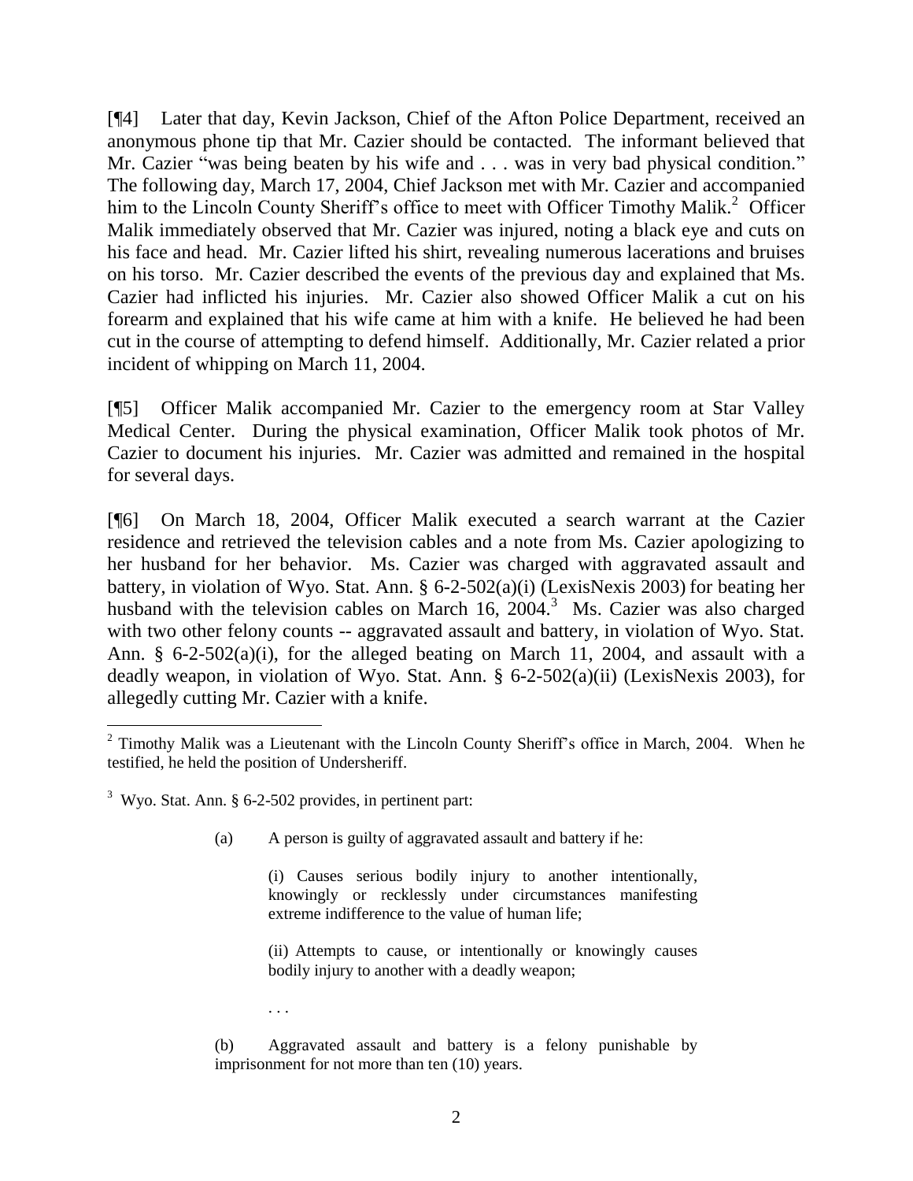[¶4] Later that day, Kevin Jackson, Chief of the Afton Police Department, received an anonymous phone tip that Mr. Cazier should be contacted. The informant believed that Mr. Cazier "was being beaten by his wife and . . . was in very bad physical condition." The following day, March 17, 2004, Chief Jackson met with Mr. Cazier and accompanied him to the Lincoln County Sheriff's office to meet with Officer Timothy Malik.[2] Officer Malik immediately observed that Mr. Cazier was injured, noting a black eye and cuts on his face and head. Mr. Cazier lifted his shirt, revealing numerous lacerations and bruises on his torso. Mr. Cazier described the events of the previous day and explained that Ms. Cazier had inflicted his injuries. Mr. Cazier also showed Officer Malik a cut on his forearm and explained that his wife came at him with a knife. He believed he had been cut in the course of attempting to defend himself. Additionally, Mr. Cazier related a prior incident of whipping on March 11, 2004.

[¶5] Officer Malik accompanied Mr. Cazier to the emergency room at Star Valley Medical Center. During the physical examination, Officer Malik took photos of Mr. Cazier to document his injuries. Mr. Cazier was admitted and remained in the hospital for several days.

[¶6] On March 18, 2004, Officer Malik executed a search warrant at the Cazier residence and retrieved the television cables and a note from Ms. Cazier apologizing to her husband for her behavior. Ms. Cazier was charged with aggravated assault and battery, in violation of Wyo. Stat. Ann. § 6-2-502(a)(i) (LexisNexis 2003) for beating her husband with the television cables on March 16, 2004.[3] Ms. Cazier was also charged with two other felony counts -- aggravated assault and battery, in violation of Wyo. Stat. Ann. § 6-2-502(a)(i), for the alleged beating on March 11, 2004, and assault with a deadly weapon, in violation of Wyo. Stat. Ann. § 6-2-502(a)(ii) (LexisNexis 2003), for allegedly cutting Mr. Cazier with a knife.

---

[2] Timothy Malik was a Lieutenant with the Lincoln County Sheriff's office in March, 2004. When he testified, he held the position of Undersheriff.

[3] Wyo. Stat. Ann. § 6-2-502 provides, in pertinent part:

> (a) A person is guilty of aggravated assault and battery if he:
>
> > (i) Causes serious bodily injury to another intentionally, knowingly or recklessly under circumstances manifesting extreme indifference to the value of human life;
> >
> > (ii) Attempts to cause, or intentionally or knowingly causes bodily injury to another with a deadly weapon;
> >
> > . . .
>
> (b) Aggravated assault and battery is a felony punishable by imprisonment for not more than ten (10) years.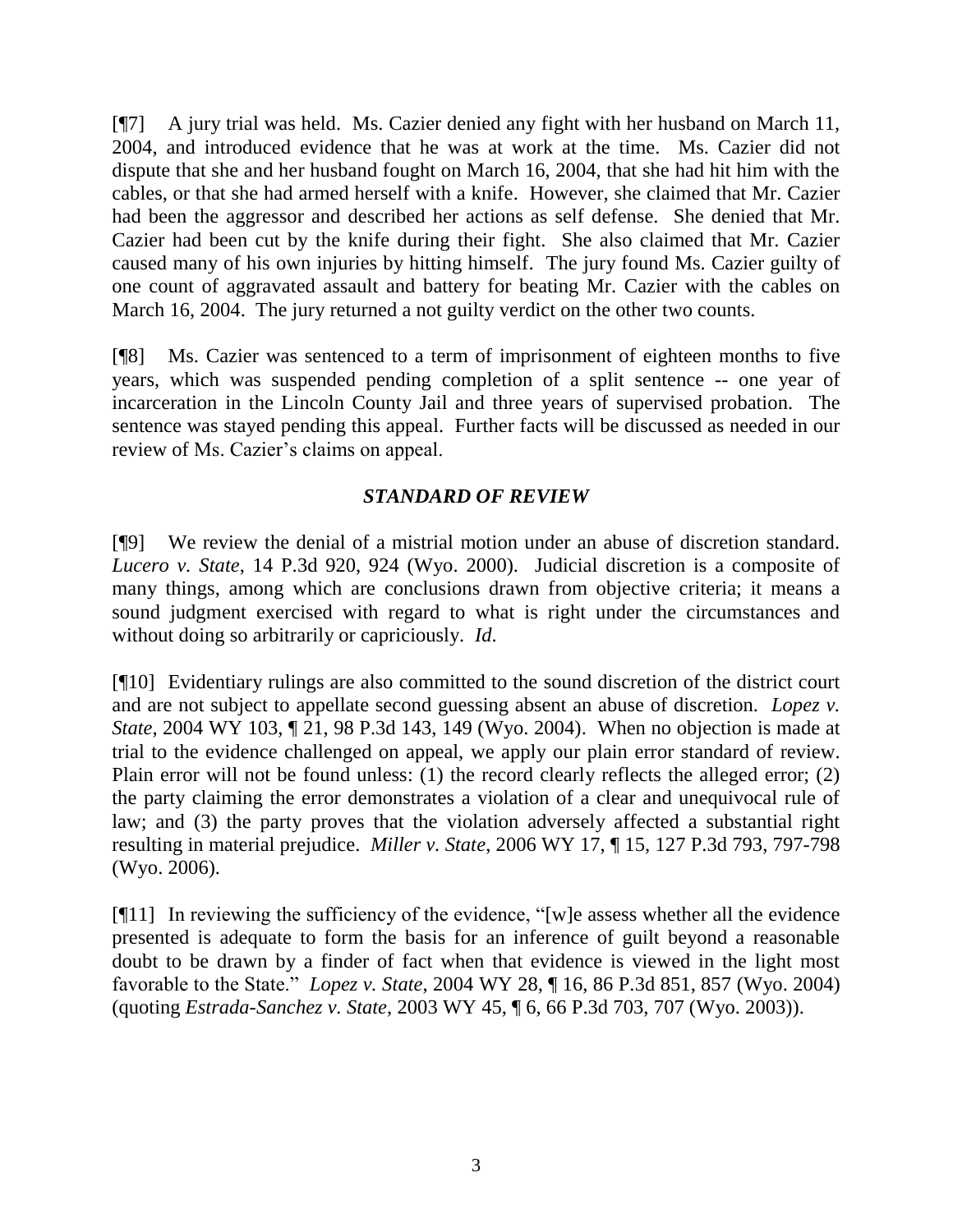[¶7] A jury trial was held. Ms. Cazier denied any fight with her husband on March 11, 2004, and introduced evidence that he was at work at the time. Ms. Cazier did not dispute that she and her husband fought on March 16, 2004, that she had hit him with the cables, or that she had armed herself with a knife. However, she claimed that Mr. Cazier had been the aggressor and described her actions as self defense. She denied that Mr. Cazier had been cut by the knife during their fight. She also claimed that Mr. Cazier caused many of his own injuries by hitting himself. The jury found Ms. Cazier guilty of one count of aggravated assault and battery for beating Mr. Cazier with the cables on March 16, 2004. The jury returned a not guilty verdict on the other two counts.

[¶8] Ms. Cazier was sentenced to a term of imprisonment of eighteen months to five years, which was suspended pending completion of a split sentence -- one year of incarceration in the Lincoln County Jail and three years of supervised probation. The sentence was stayed pending this appeal. Further facts will be discussed as needed in our review of Ms. Cazier's claims on appeal.

## *STANDARD OF REVIEW*

[¶9] We review the denial of a mistrial motion under an abuse of discretion standard. *Lucero v. State*, 14 P.3d 920, 924 (Wyo. 2000). Judicial discretion is a composite of many things, among which are conclusions drawn from objective criteria; it means a sound judgment exercised with regard to what is right under the circumstances and without doing so arbitrarily or capriciously. *Id*.

[¶10] Evidentiary rulings are also committed to the sound discretion of the district court and are not subject to appellate second guessing absent an abuse of discretion. *Lopez v. State*, 2004 WY 103, ¶ 21, 98 P.3d 143, 149 (Wyo. 2004). When no objection is made at trial to the evidence challenged on appeal, we apply our plain error standard of review. Plain error will not be found unless: (1) the record clearly reflects the alleged error; (2) the party claiming the error demonstrates a violation of a clear and unequivocal rule of law; and (3) the party proves that the violation adversely affected a substantial right resulting in material prejudice. *Miller v. State*, 2006 WY 17, ¶ 15, 127 P.3d 793, 797-798 (Wyo. 2006).

[¶11] In reviewing the sufficiency of the evidence, "[w]e assess whether all the evidence presented is adequate to form the basis for an inference of guilt beyond a reasonable doubt to be drawn by a finder of fact when that evidence is viewed in the light most favorable to the State." *Lopez v. State*, 2004 WY 28, ¶ 16, 86 P.3d 851, 857 (Wyo. 2004) (quoting *Estrada-Sanchez v. State*, 2003 WY 45, ¶ 6, 66 P.3d 703, 707 (Wyo. 2003)).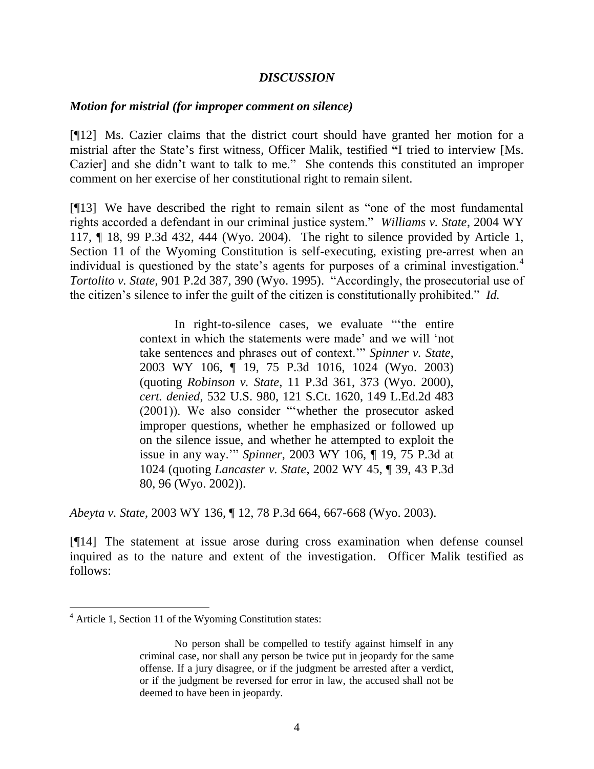## *DISCUSSION*

### *Motion for mistrial (for improper comment on silence)*

[¶12] Ms. Cazier claims that the district court should have granted her motion for a mistrial after the State's first witness, Officer Malik, testified **"**I tried to interview [Ms. Cazier] and she didn't want to talk to me." She contends this constituted an improper comment on her exercise of her constitutional right to remain silent.

[¶13] We have described the right to remain silent as "one of the most fundamental rights accorded a defendant in our criminal justice system." *Williams v. State*, 2004 WY 117, ¶ 18, 99 P.3d 432, 444 (Wyo. 2004). The right to silence provided by Article 1, Section 11 of the Wyoming Constitution is self-executing, existing pre-arrest when an individual is questioned by the state's agents for purposes of a criminal investigation.[4] *Tortolito v. State*, 901 P.2d 387, 390 (Wyo. 1995). "Accordingly, the prosecutorial use of the citizen's silence to infer the guilt of the citizen is constitutionally prohibited." *Id.*

> In right-to-silence cases, we evaluate "'the entire context in which the statements were made' and we will 'not take sentences and phrases out of context.'" *Spinner v. State*, 2003 WY 106, ¶ 19, 75 P.3d 1016, 1024 (Wyo. 2003) (quoting *Robinson v. State*, 11 P.3d 361, 373 (Wyo. 2000), *cert. denied*, 532 U.S. 980, 121 S.Ct. 1620, 149 L.Ed.2d 483 (2001)). We also consider "'whether the prosecutor asked improper questions, whether he emphasized or followed up on the silence issue, and whether he attempted to exploit the issue in any way.'" *Spinner*, 2003 WY 106, ¶ 19, 75 P.3d at 1024 (quoting *Lancaster v. State*, 2002 WY 45, ¶ 39, 43 P.3d 80, 96 (Wyo. 2002)).

*Abeyta v. State*, 2003 WY 136, ¶ 12, 78 P.3d 664, 667-668 (Wyo. 2003).

[¶14] The statement at issue arose during cross examination when defense counsel inquired as to the nature and extent of the investigation. Officer Malik testified as follows:

---

[4] Article 1, Section 11 of the Wyoming Constitution states:

> No person shall be compelled to testify against himself in any criminal case, nor shall any person be twice put in jeopardy for the same offense. If a jury disagree, or if the judgment be arrested after a verdict, or if the judgment be reversed for error in law, the accused shall not be deemed to have been in jeopardy.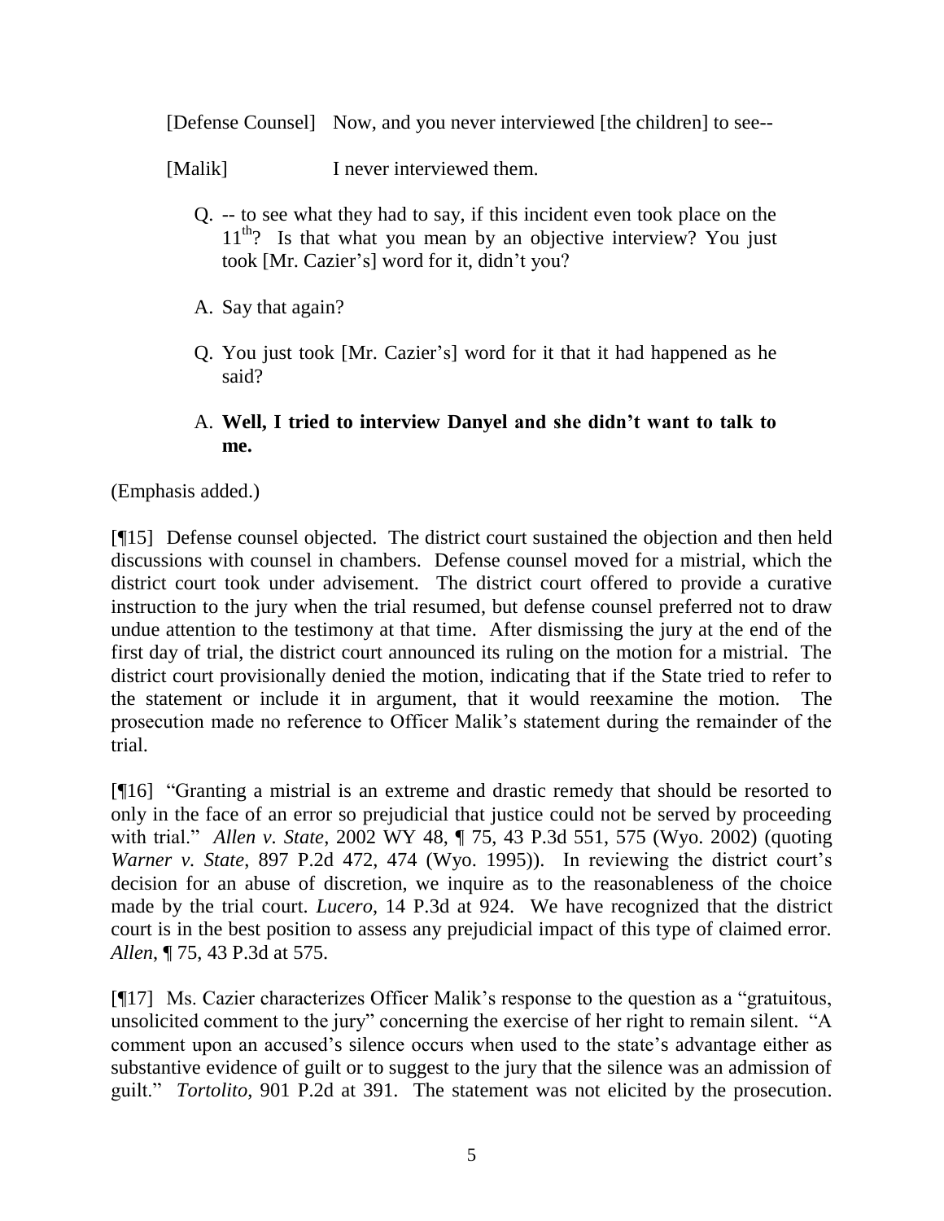[Defense Counsel] Now, and you never interviewed [the children] to see--

[Malik] I never interviewed them.

> Q. -- to see what they had to say, if this incident even took place on the 11th? Is that what you mean by an objective interview? You just took [Mr. Cazier's] word for it, didn't you?
>
> A. Say that again?
>
> Q. You just took [Mr. Cazier's] word for it that it had happened as he said?
>
> A. **Well, I tried to interview Danyel and she didn't want to talk to me.**

(Emphasis added.)

[¶15] Defense counsel objected. The district court sustained the objection and then held discussions with counsel in chambers. Defense counsel moved for a mistrial, which the district court took under advisement. The district court offered to provide a curative instruction to the jury when the trial resumed, but defense counsel preferred not to draw undue attention to the testimony at that time. After dismissing the jury at the end of the first day of trial, the district court announced its ruling on the motion for a mistrial. The district court provisionally denied the motion, indicating that if the State tried to refer to the statement or include it in argument, that it would reexamine the motion. The prosecution made no reference to Officer Malik's statement during the remainder of the trial.

[¶16] "Granting a mistrial is an extreme and drastic remedy that should be resorted to only in the face of an error so prejudicial that justice could not be served by proceeding with trial." *Allen v. State*, 2002 WY 48, ¶ 75, 43 P.3d 551, 575 (Wyo. 2002) (quoting *Warner v. State*, 897 P.2d 472, 474 (Wyo. 1995)). In reviewing the district court's decision for an abuse of discretion, we inquire as to the reasonableness of the choice made by the trial court. *Lucero*, 14 P.3d at 924. We have recognized that the district court is in the best position to assess any prejudicial impact of this type of claimed error. *Allen*, ¶ 75, 43 P.3d at 575.

[¶17] Ms. Cazier characterizes Officer Malik's response to the question as a "gratuitous, unsolicited comment to the jury" concerning the exercise of her right to remain silent. "A comment upon an accused's silence occurs when used to the state's advantage either as substantive evidence of guilt or to suggest to the jury that the silence was an admission of guilt." *Tortolito*, 901 P.2d at 391. The statement was not elicited by the prosecution.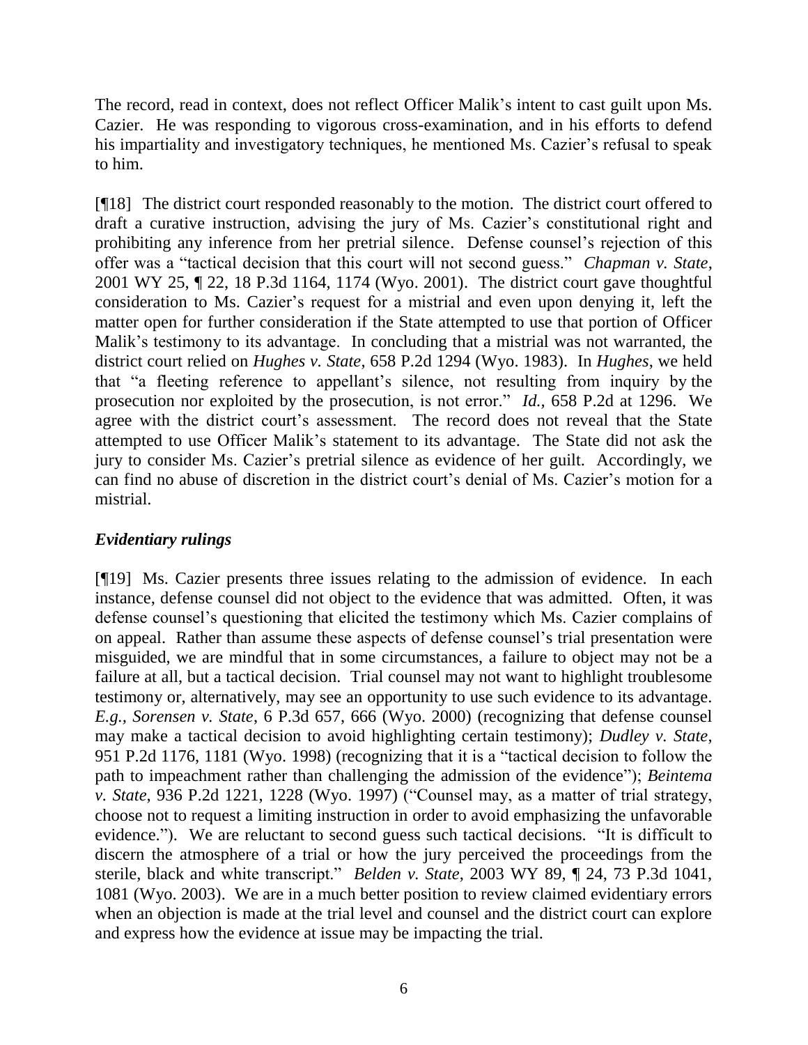The record, read in context, does not reflect Officer Malik's intent to cast guilt upon Ms. Cazier. He was responding to vigorous cross-examination, and in his efforts to defend his impartiality and investigatory techniques, he mentioned Ms. Cazier's refusal to speak to him.

[¶18] The district court responded reasonably to the motion. The district court offered to draft a curative instruction, advising the jury of Ms. Cazier's constitutional right and prohibiting any inference from her pretrial silence. Defense counsel's rejection of this offer was a "tactical decision that this court will not second guess." *Chapman v. State*, 2001 WY 25, ¶ 22, 18 P.3d 1164, 1174 (Wyo. 2001). The district court gave thoughtful consideration to Ms. Cazier's request for a mistrial and even upon denying it, left the matter open for further consideration if the State attempted to use that portion of Officer Malik's testimony to its advantage. In concluding that a mistrial was not warranted, the district court relied on *Hughes v. State*, 658 P.2d 1294 (Wyo. 1983). In *Hughes*, we held that "a fleeting reference to appellant's silence, not resulting from inquiry by the prosecution nor exploited by the prosecution, is not error." *Id.*, 658 P.2d at 1296. We agree with the district court's assessment. The record does not reveal that the State attempted to use Officer Malik's statement to its advantage. The State did not ask the jury to consider Ms. Cazier's pretrial silence as evidence of her guilt. Accordingly, we can find no abuse of discretion in the district court's denial of Ms. Cazier's motion for a mistrial.

### *Evidentiary rulings*

[¶19] Ms. Cazier presents three issues relating to the admission of evidence. In each instance, defense counsel did not object to the evidence that was admitted. Often, it was defense counsel's questioning that elicited the testimony which Ms. Cazier complains of on appeal. Rather than assume these aspects of defense counsel's trial presentation were misguided, we are mindful that in some circumstances, a failure to object may not be a failure at all, but a tactical decision. Trial counsel may not want to highlight troublesome testimony or, alternatively, may see an opportunity to use such evidence to its advantage. *E.g., Sorensen v. State*, 6 P.3d 657, 666 (Wyo. 2000) (recognizing that defense counsel may make a tactical decision to avoid highlighting certain testimony); *Dudley v. State*, 951 P.2d 1176, 1181 (Wyo. 1998) (recognizing that it is a "tactical decision to follow the path to impeachment rather than challenging the admission of the evidence"); *Beintema v. State*, 936 P.2d 1221, 1228 (Wyo. 1997) ("Counsel may, as a matter of trial strategy, choose not to request a limiting instruction in order to avoid emphasizing the unfavorable evidence."). We are reluctant to second guess such tactical decisions. "It is difficult to discern the atmosphere of a trial or how the jury perceived the proceedings from the sterile, black and white transcript." *Belden v. State*, 2003 WY 89, ¶ 24, 73 P.3d 1041, 1081 (Wyo. 2003). We are in a much better position to review claimed evidentiary errors when an objection is made at the trial level and counsel and the district court can explore and express how the evidence at issue may be impacting the trial.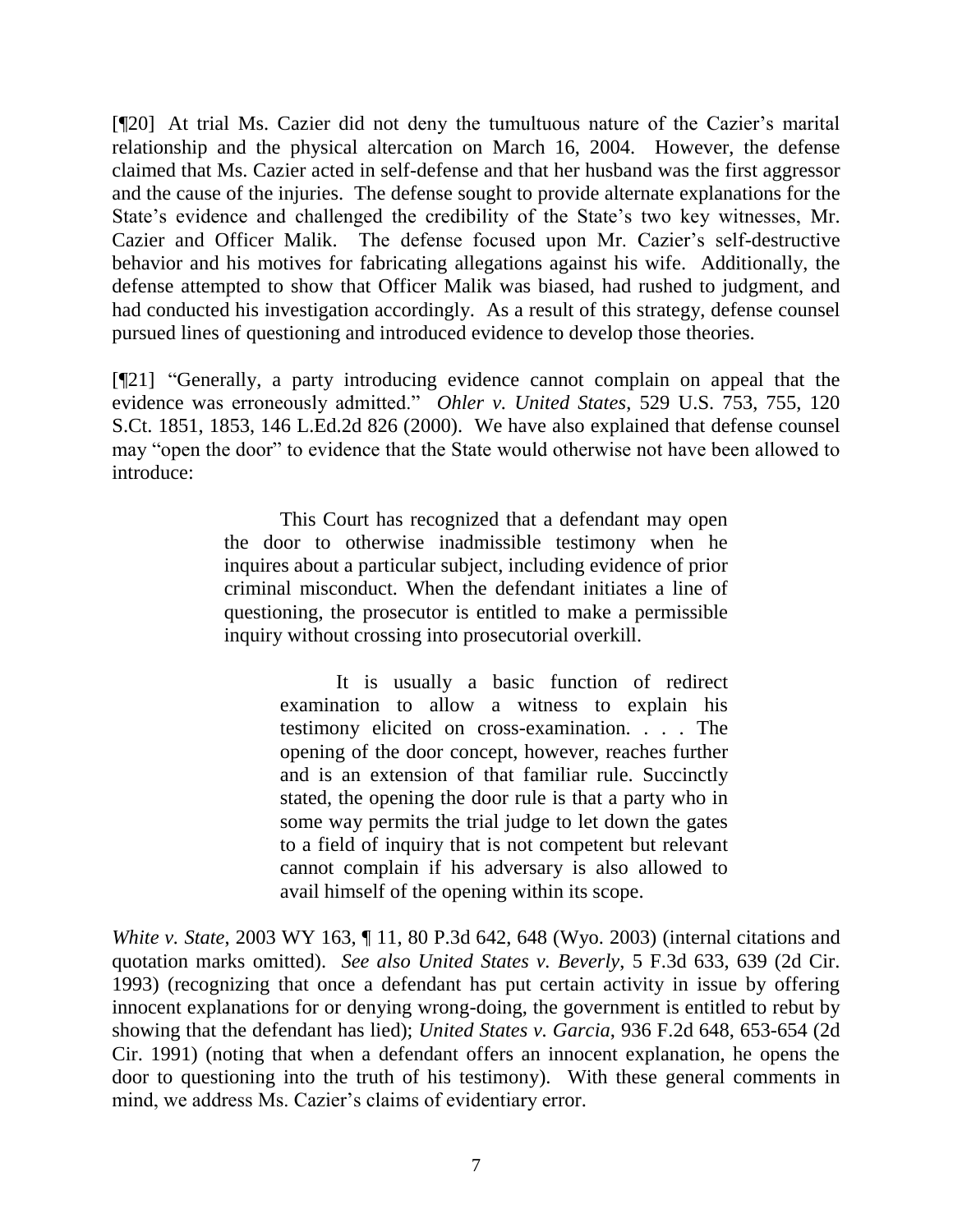[¶20] At trial Ms. Cazier did not deny the tumultuous nature of the Cazier's marital relationship and the physical altercation on March 16, 2004. However, the defense claimed that Ms. Cazier acted in self-defense and that her husband was the first aggressor and the cause of the injuries. The defense sought to provide alternate explanations for the State's evidence and challenged the credibility of the State's two key witnesses, Mr. Cazier and Officer Malik. The defense focused upon Mr. Cazier's self-destructive behavior and his motives for fabricating allegations against his wife. Additionally, the defense attempted to show that Officer Malik was biased, had rushed to judgment, and had conducted his investigation accordingly. As a result of this strategy, defense counsel pursued lines of questioning and introduced evidence to develop those theories.

[¶21] "Generally, a party introducing evidence cannot complain on appeal that the evidence was erroneously admitted." *Ohler v. United States*, 529 U.S. 753, 755, 120 S.Ct. 1851, 1853, 146 L.Ed.2d 826 (2000). We have also explained that defense counsel may "open the door" to evidence that the State would otherwise not have been allowed to introduce:

> This Court has recognized that a defendant may open the door to otherwise inadmissible testimony when he inquires about a particular subject, including evidence of prior criminal misconduct. When the defendant initiates a line of questioning, the prosecutor is entitled to make a permissible inquiry without crossing into prosecutorial overkill.
>
> > It is usually a basic function of redirect examination to allow a witness to explain his testimony elicited on cross-examination. . . . The opening of the door concept, however, reaches further and is an extension of that familiar rule. Succinctly stated, the opening the door rule is that a party who in some way permits the trial judge to let down the gates to a field of inquiry that is not competent but relevant cannot complain if his adversary is also allowed to avail himself of the opening within its scope.

*White v. State*, 2003 WY 163, ¶ 11, 80 P.3d 642, 648 (Wyo. 2003) (internal citations and quotation marks omitted). *See also United States v. Beverly*, 5 F.3d 633, 639 (2d Cir. 1993) (recognizing that once a defendant has put certain activity in issue by offering innocent explanations for or denying wrong-doing, the government is entitled to rebut by showing that the defendant has lied); *United States v. Garcia*, 936 F.2d 648, 653-654 (2d Cir. 1991) (noting that when a defendant offers an innocent explanation, he opens the door to questioning into the truth of his testimony). With these general comments in mind, we address Ms. Cazier's claims of evidentiary error.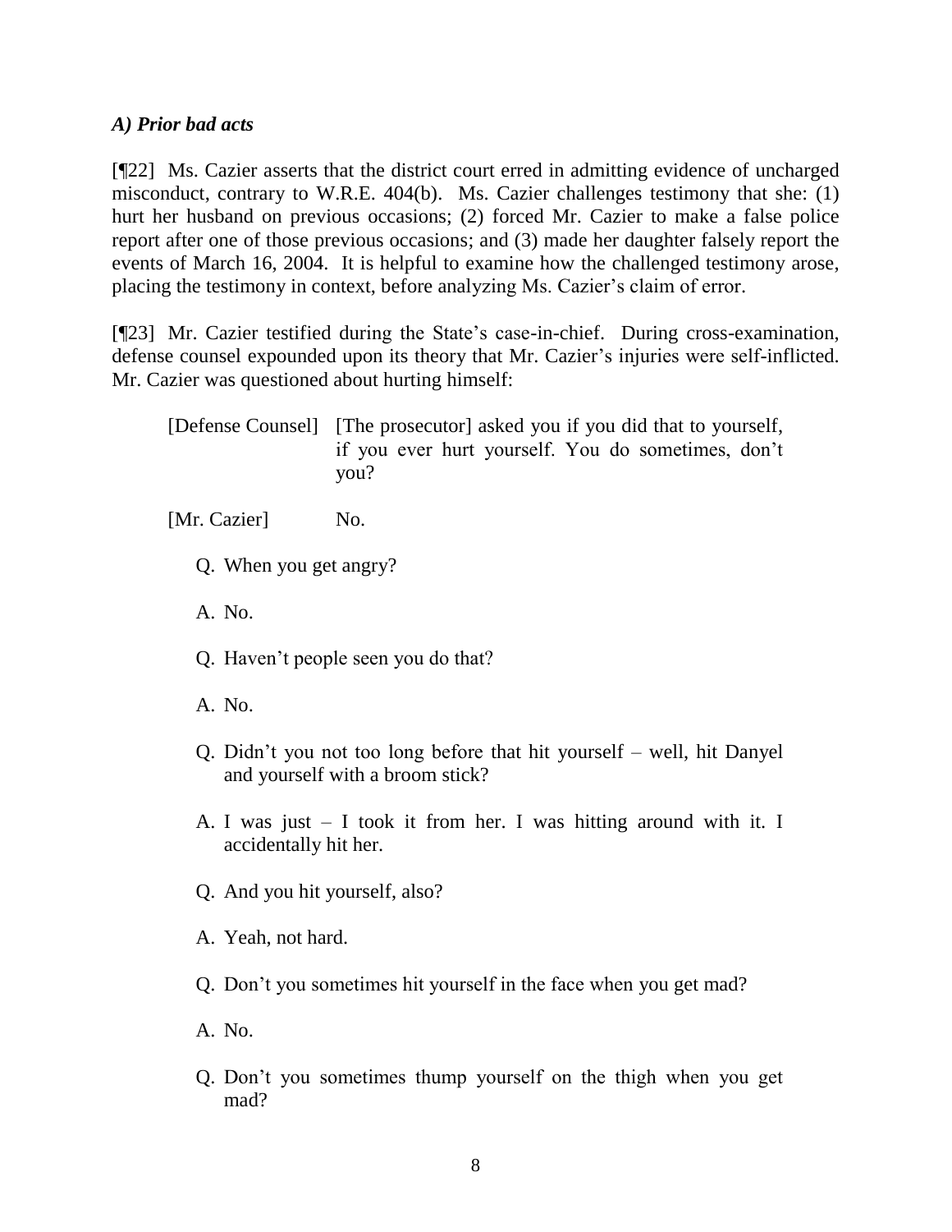### *A) Prior bad acts*

[¶22] Ms. Cazier asserts that the district court erred in admitting evidence of uncharged misconduct, contrary to W.R.E. 404(b). Ms. Cazier challenges testimony that she: (1) hurt her husband on previous occasions; (2) forced Mr. Cazier to make a false police report after one of those previous occasions; and (3) made her daughter falsely report the events of March 16, 2004. It is helpful to examine how the challenged testimony arose, placing the testimony in context, before analyzing Ms. Cazier's claim of error.

[¶23] Mr. Cazier testified during the State's case-in-chief. During cross-examination, defense counsel expounded upon its theory that Mr. Cazier's injuries were self-inflicted. Mr. Cazier was questioned about hurting himself:

> [Defense Counsel] [The prosecutor] asked you if you did that to yourself, if you ever hurt yourself. You do sometimes, don't you?
>
> [Mr. Cazier] No.
>
> Q. When you get angry?
>
> A. No.
>
> Q. Haven't people seen you do that?
>
> A. No.
>
> Q. Didn't you not too long before that hit yourself – well, hit Danyel and yourself with a broom stick?
>
> A. I was just – I took it from her. I was hitting around with it. I accidentally hit her.
>
> Q. And you hit yourself, also?
>
> A. Yeah, not hard.
>
> Q. Don't you sometimes hit yourself in the face when you get mad?
>
> A. No.
>
> Q. Don't you sometimes thump yourself on the thigh when you get mad?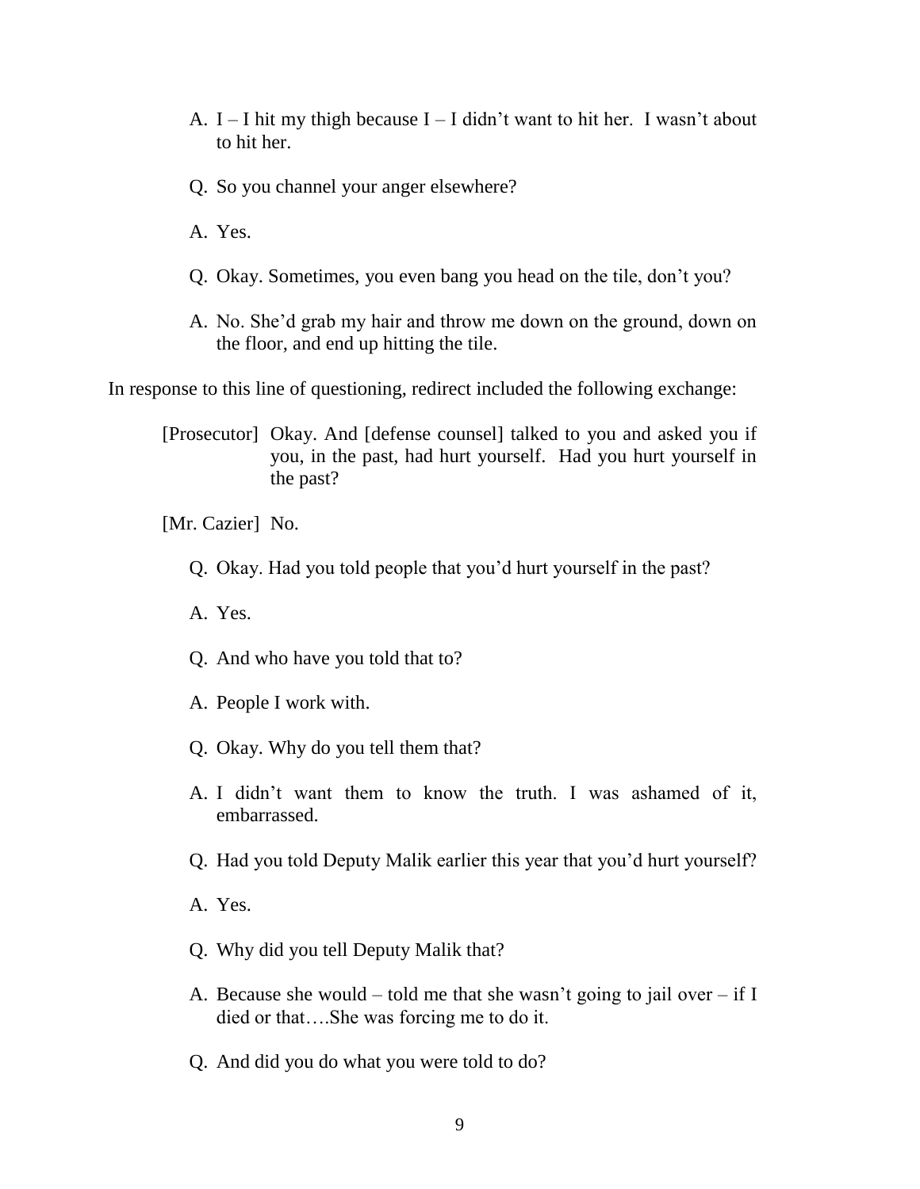A. I – I hit my thigh because I – I didn't want to hit her. I wasn't about to hit her.

Q. So you channel your anger elsewhere?

A. Yes.

Q. Okay. Sometimes, you even bang you head on the tile, don't you?

A. No. She'd grab my hair and throw me down on the ground, down on the floor, and end up hitting the tile.

In response to this line of questioning, redirect included the following exchange:

[Prosecutor] Okay. And [defense counsel] talked to you and asked you if you, in the past, had hurt yourself. Had you hurt yourself in the past?

[Mr. Cazier] No.

Q. Okay. Had you told people that you'd hurt yourself in the past?

A. Yes.

Q. And who have you told that to?

A. People I work with.

Q. Okay. Why do you tell them that?

A. I didn't want them to know the truth. I was ashamed of it, embarrassed.

Q. Had you told Deputy Malik earlier this year that you'd hurt yourself?

A. Yes.

Q. Why did you tell Deputy Malik that?

A. Because she would – told me that she wasn't going to jail over – if I died or that….She was forcing me to do it.

Q. And did you do what you were told to do?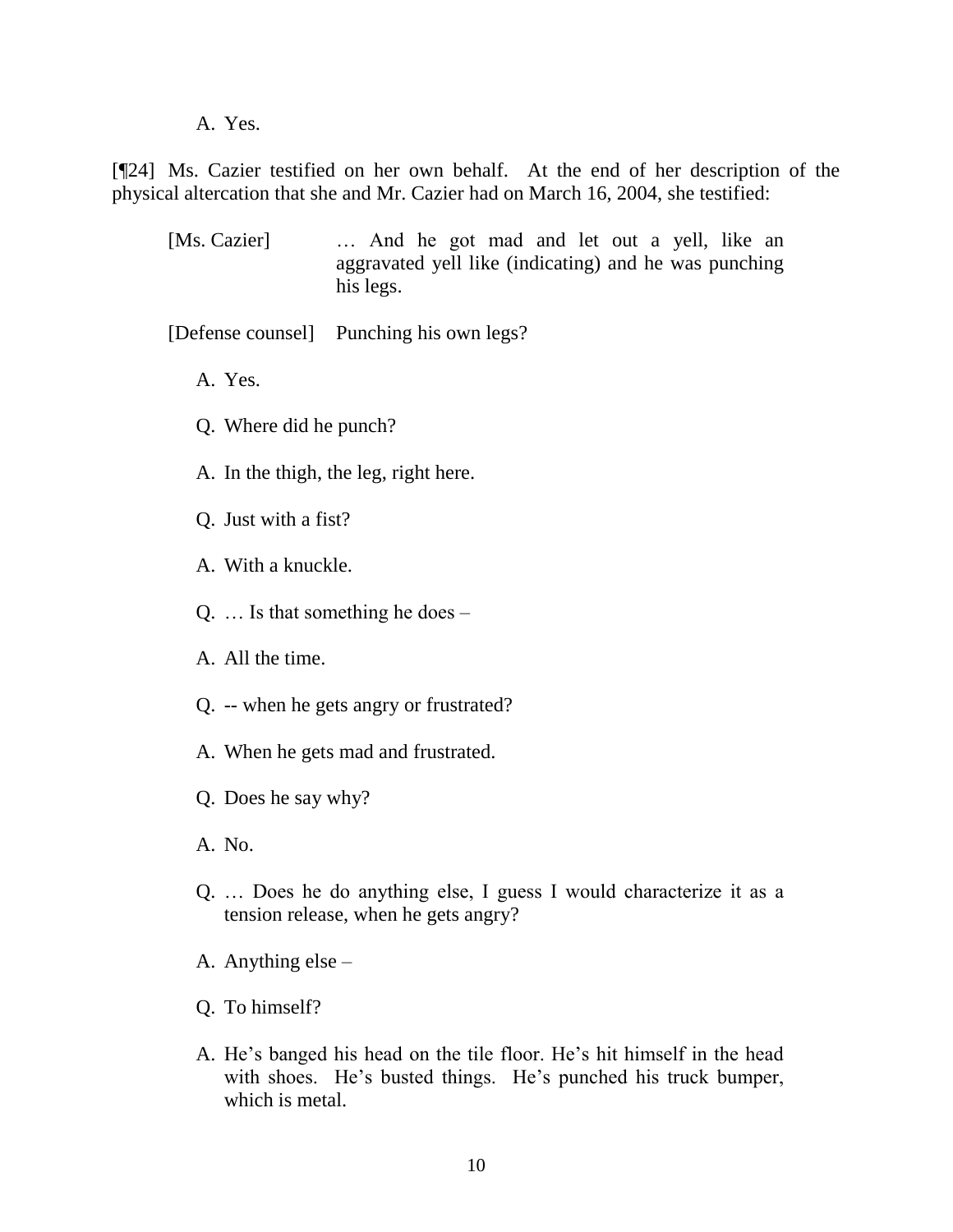A. Yes.

[¶24] Ms. Cazier testified on her own behalf. At the end of her description of the physical altercation that she and Mr. Cazier had on March 16, 2004, she testified:

> [Ms. Cazier] … And he got mad and let out a yell, like an aggravated yell like (indicating) and he was punching his legs.
>
> [Defense counsel] Punching his own legs?
>
> A. Yes.
>
> Q. Where did he punch?
>
> A. In the thigh, the leg, right here.
>
> Q. Just with a fist?
>
> A. With a knuckle.
>
> Q. … Is that something he does –
>
> A. All the time.
>
> Q. -- when he gets angry or frustrated?
>
> A. When he gets mad and frustrated.
>
> Q. Does he say why?
>
> A. No.
>
> Q. … Does he do anything else, I guess I would characterize it as a tension release, when he gets angry?
>
> A. Anything else –
>
> Q. To himself?
>
> A. He's banged his head on the tile floor. He's hit himself in the head with shoes. He's busted things. He's punched his truck bumper, which is metal.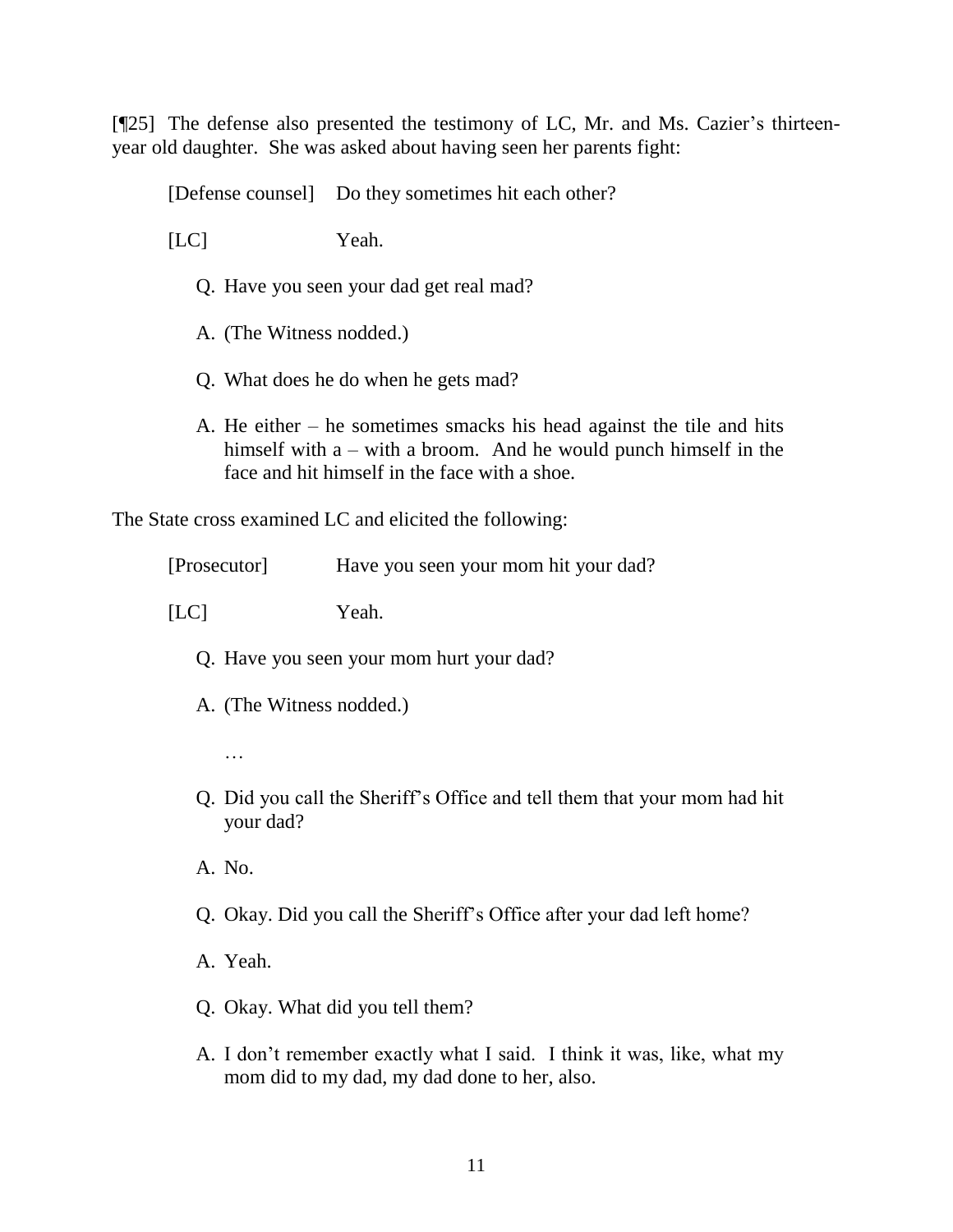[¶25] The defense also presented the testimony of LC, Mr. and Ms. Cazier's thirteen-year old daughter. She was asked about having seen her parents fight:

> [Defense counsel] Do they sometimes hit each other?
>
> [LC] Yeah.
>
> Q. Have you seen your dad get real mad?
>
> A. (The Witness nodded.)
>
> Q. What does he do when he gets mad?
>
> A. He either – he sometimes smacks his head against the tile and hits himself with a – with a broom. And he would punch himself in the face and hit himself in the face with a shoe.

The State cross examined LC and elicited the following:

> [Prosecutor] Have you seen your mom hit your dad?
>
> [LC] Yeah.
>
> Q. Have you seen your mom hurt your dad?
>
> A. (The Witness nodded.)
>
> …
>
> Q. Did you call the Sheriff's Office and tell them that your mom had hit your dad?
>
> A. No.
>
> Q. Okay. Did you call the Sheriff's Office after your dad left home?
>
> A. Yeah.
>
> Q. Okay. What did you tell them?
>
> A. I don't remember exactly what I said. I think it was, like, what my mom did to my dad, my dad done to her, also.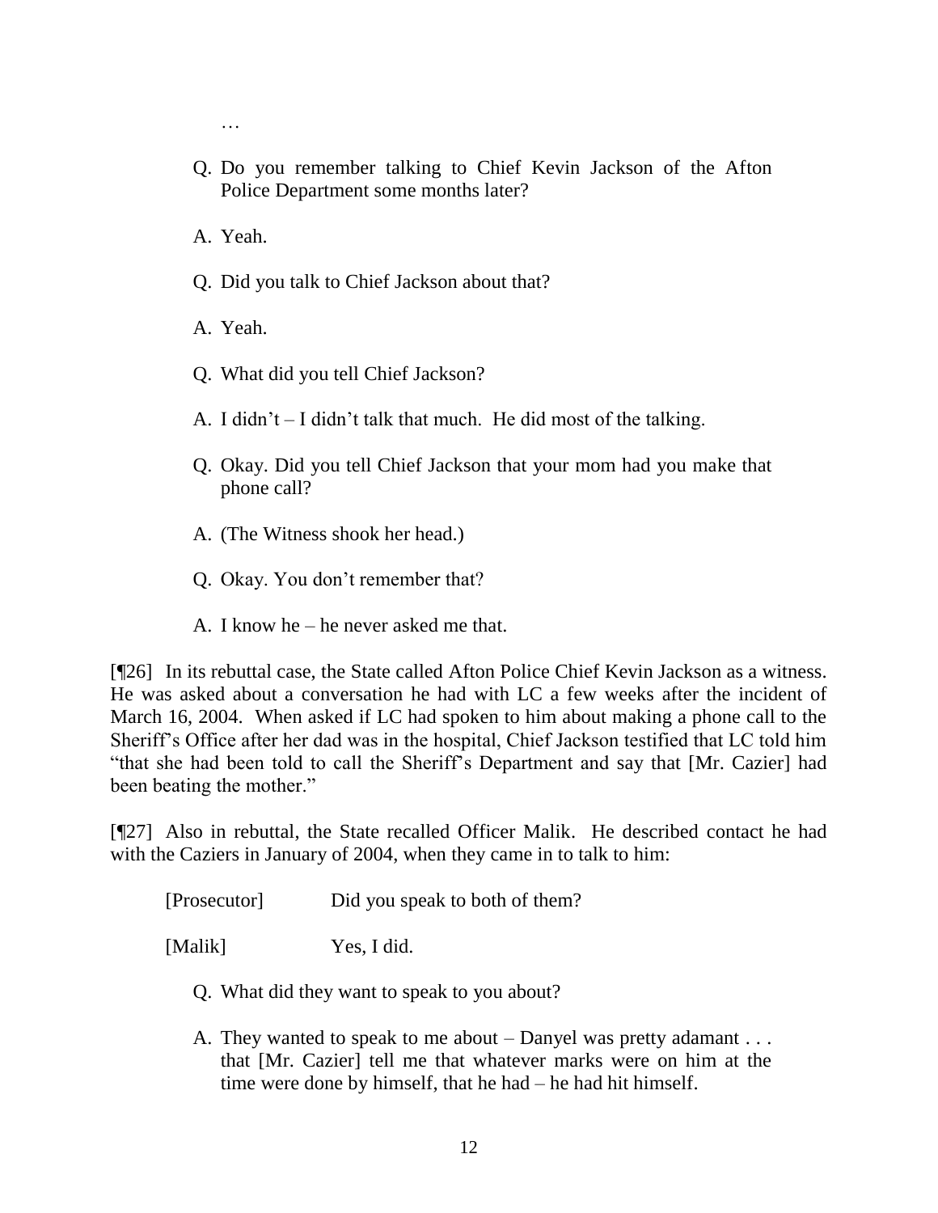…

> Q. Do you remember talking to Chief Kevin Jackson of the Afton Police Department some months later?
>
> A. Yeah.
>
> Q. Did you talk to Chief Jackson about that?
>
> A. Yeah.
>
> Q. What did you tell Chief Jackson?
>
> A. I didn't – I didn't talk that much. He did most of the talking.
>
> Q. Okay. Did you tell Chief Jackson that your mom had you make that phone call?
>
> A. (The Witness shook her head.)
>
> Q. Okay. You don't remember that?
>
> A. I know he – he never asked me that.

[¶26] In its rebuttal case, the State called Afton Police Chief Kevin Jackson as a witness. He was asked about a conversation he had with LC a few weeks after the incident of March 16, 2004. When asked if LC had spoken to him about making a phone call to the Sheriff's Office after her dad was in the hospital, Chief Jackson testified that LC told him "that she had been told to call the Sheriff's Department and say that [Mr. Cazier] had been beating the mother."

[¶27] Also in rebuttal, the State recalled Officer Malik. He described contact he had with the Caziers in January of 2004, when they came in to talk to him:

> [Prosecutor] Did you speak to both of them?
>
> [Malik] Yes, I did.
>
> Q. What did they want to speak to you about?
>
> A. They wanted to speak to me about – Danyel was pretty adamant . . . that [Mr. Cazier] tell me that whatever marks were on him at the time were done by himself, that he had – he had hit himself.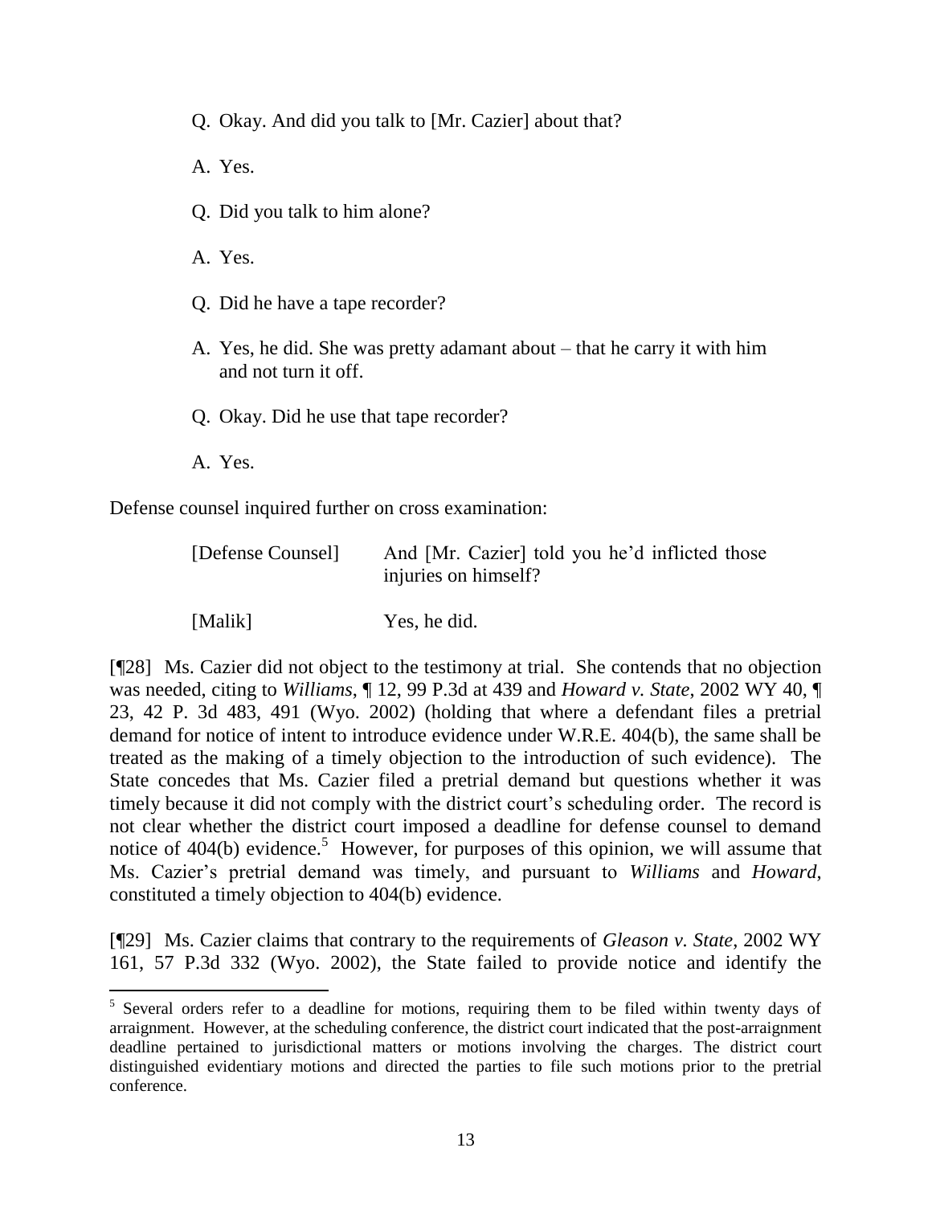> Q. Okay. And did you talk to [Mr. Cazier] about that?
>
> A. Yes.
>
> Q. Did you talk to him alone?
>
> A. Yes.
>
> Q. Did he have a tape recorder?
>
> A. Yes, he did. She was pretty adamant about – that he carry it with him and not turn it off.
>
> Q. Okay. Did he use that tape recorder?
>
> A. Yes.

Defense counsel inquired further on cross examination:

> [Defense Counsel] And [Mr. Cazier] told you he'd inflicted those injuries on himself?
>
> [Malik] Yes, he did.

[¶28] Ms. Cazier did not object to the testimony at trial. She contends that no objection was needed, citing to *Williams*, ¶ 12, 99 P.3d at 439 and *Howard v. State*, 2002 WY 40, ¶ 23, 42 P. 3d 483, 491 (Wyo. 2002) (holding that where a defendant files a pretrial demand for notice of intent to introduce evidence under W.R.E. 404(b), the same shall be treated as the making of a timely objection to the introduction of such evidence). The State concedes that Ms. Cazier filed a pretrial demand but questions whether it was timely because it did not comply with the district court's scheduling order. The record is not clear whether the district court imposed a deadline for defense counsel to demand notice of 404(b) evidence.[5] However, for purposes of this opinion, we will assume that Ms. Cazier's pretrial demand was timely, and pursuant to *Williams* and *Howard*, constituted a timely objection to 404(b) evidence.

[¶29] Ms. Cazier claims that contrary to the requirements of *Gleason v. State*, 2002 WY 161, 57 P.3d 332 (Wyo. 2002), the State failed to provide notice and identify the

---

[5] Several orders refer to a deadline for motions, requiring them to be filed within twenty days of arraignment. However, at the scheduling conference, the district court indicated that the post-arraignment deadline pertained to jurisdictional matters or motions involving the charges. The district court distinguished evidentiary motions and directed the parties to file such motions prior to the pretrial conference.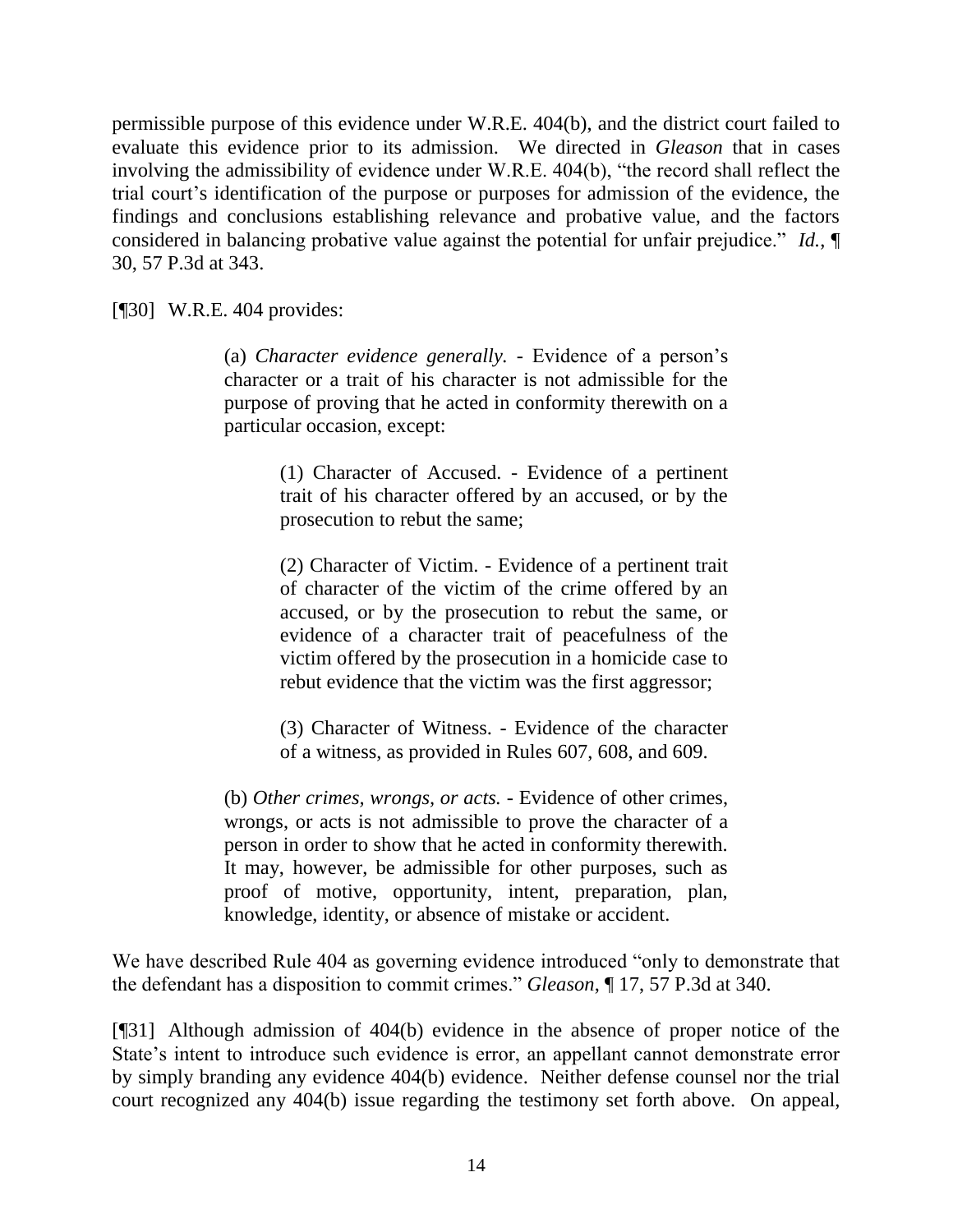permissible purpose of this evidence under W.R.E. 404(b), and the district court failed to evaluate this evidence prior to its admission. We directed in *Gleason* that in cases involving the admissibility of evidence under W.R.E. 404(b), "the record shall reflect the trial court's identification of the purpose or purposes for admission of the evidence, the findings and conclusions establishing relevance and probative value, and the factors considered in balancing probative value against the potential for unfair prejudice." *Id.*, ¶ 30, 57 P.3d at 343.

[¶30] W.R.E. 404 provides:

> (a) *Character evidence generally.* - Evidence of a person's character or a trait of his character is not admissible for the purpose of proving that he acted in conformity therewith on a particular occasion, except:
>
> > (1) Character of Accused. - Evidence of a pertinent trait of his character offered by an accused, or by the prosecution to rebut the same;
> >
> > (2) Character of Victim. - Evidence of a pertinent trait of character of the victim of the crime offered by an accused, or by the prosecution to rebut the same, or evidence of a character trait of peacefulness of the victim offered by the prosecution in a homicide case to rebut evidence that the victim was the first aggressor;
> >
> > (3) Character of Witness. - Evidence of the character of a witness, as provided in Rules 607, 608, and 609.
>
> (b) *Other crimes, wrongs, or acts.* - Evidence of other crimes, wrongs, or acts is not admissible to prove the character of a person in order to show that he acted in conformity therewith. It may, however, be admissible for other purposes, such as proof of motive, opportunity, intent, preparation, plan, knowledge, identity, or absence of mistake or accident.

We have described Rule 404 as governing evidence introduced "only to demonstrate that the defendant has a disposition to commit crimes." *Gleason*, ¶ 17, 57 P.3d at 340.

[¶31] Although admission of 404(b) evidence in the absence of proper notice of the State's intent to introduce such evidence is error, an appellant cannot demonstrate error by simply branding any evidence 404(b) evidence. Neither defense counsel nor the trial court recognized any 404(b) issue regarding the testimony set forth above. On appeal,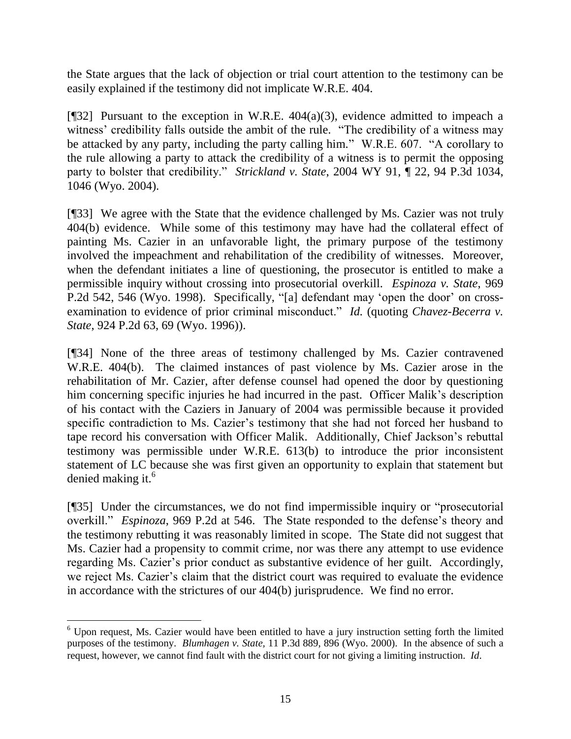the State argues that the lack of objection or trial court attention to the testimony can be easily explained if the testimony did not implicate W.R.E. 404.

[¶32] Pursuant to the exception in W.R.E. 404(a)(3), evidence admitted to impeach a witness' credibility falls outside the ambit of the rule. "The credibility of a witness may be attacked by any party, including the party calling him." W.R.E. 607. "A corollary to the rule allowing a party to attack the credibility of a witness is to permit the opposing party to bolster that credibility." *Strickland v. State*, 2004 WY 91, ¶ 22, 94 P.3d 1034, 1046 (Wyo. 2004).

[¶33] We agree with the State that the evidence challenged by Ms. Cazier was not truly 404(b) evidence. While some of this testimony may have had the collateral effect of painting Ms. Cazier in an unfavorable light, the primary purpose of the testimony involved the impeachment and rehabilitation of the credibility of witnesses. Moreover, when the defendant initiates a line of questioning, the prosecutor is entitled to make a permissible inquiry without crossing into prosecutorial overkill. *Espinoza v. State*, 969 P.2d 542, 546 (Wyo. 1998). Specifically, "[a] defendant may 'open the door' on cross-examination to evidence of prior criminal misconduct." *Id.* (quoting *Chavez-Becerra v. State*, 924 P.2d 63, 69 (Wyo. 1996)).

[¶34] None of the three areas of testimony challenged by Ms. Cazier contravened W.R.E. 404(b). The claimed instances of past violence by Ms. Cazier arose in the rehabilitation of Mr. Cazier, after defense counsel had opened the door by questioning him concerning specific injuries he had incurred in the past. Officer Malik's description of his contact with the Caziers in January of 2004 was permissible because it provided specific contradiction to Ms. Cazier's testimony that she had not forced her husband to tape record his conversation with Officer Malik. Additionally, Chief Jackson's rebuttal testimony was permissible under W.R.E. 613(b) to introduce the prior inconsistent statement of LC because she was first given an opportunity to explain that statement but denied making it.[6]

[¶35] Under the circumstances, we do not find impermissible inquiry or "prosecutorial overkill." *Espinoza*, 969 P.2d at 546. The State responded to the defense's theory and the testimony rebutting it was reasonably limited in scope. The State did not suggest that Ms. Cazier had a propensity to commit crime, nor was there any attempt to use evidence regarding Ms. Cazier's prior conduct as substantive evidence of her guilt. Accordingly, we reject Ms. Cazier's claim that the district court was required to evaluate the evidence in accordance with the strictures of our 404(b) jurisprudence. We find no error.

---

[6] Upon request, Ms. Cazier would have been entitled to have a jury instruction setting forth the limited purposes of the testimony. *Blumhagen v. State*, 11 P.3d 889, 896 (Wyo. 2000). In the absence of such a request, however, we cannot find fault with the district court for not giving a limiting instruction. *Id*.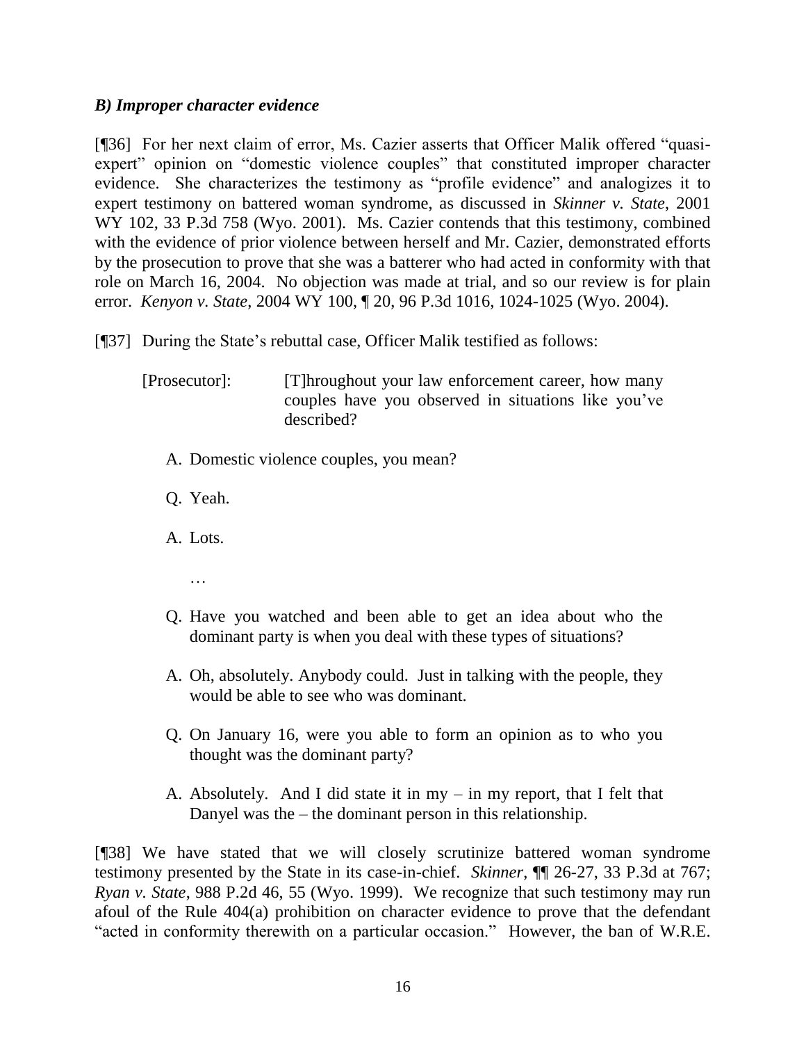### *B) Improper character evidence*

[¶36] For her next claim of error, Ms. Cazier asserts that Officer Malik offered "quasi-expert" opinion on "domestic violence couples" that constituted improper character evidence. She characterizes the testimony as "profile evidence" and analogizes it to expert testimony on battered woman syndrome, as discussed in *Skinner v. State*, 2001 WY 102, 33 P.3d 758 (Wyo. 2001). Ms. Cazier contends that this testimony, combined with the evidence of prior violence between herself and Mr. Cazier, demonstrated efforts by the prosecution to prove that she was a batterer who had acted in conformity with that role on March 16, 2004. No objection was made at trial, and so our review is for plain error. *Kenyon v. State*, 2004 WY 100, ¶ 20, 96 P.3d 1016, 1024-1025 (Wyo. 2004).

[¶37] During the State's rebuttal case, Officer Malik testified as follows:

> [Prosecutor]: [T]hroughout your law enforcement career, how many couples have you observed in situations like you've described?
>
> A. Domestic violence couples, you mean?
>
> Q. Yeah.
>
> A. Lots.
>
> …
>
> Q. Have you watched and been able to get an idea about who the dominant party is when you deal with these types of situations?
>
> A. Oh, absolutely. Anybody could. Just in talking with the people, they would be able to see who was dominant.
>
> Q. On January 16, were you able to form an opinion as to who you thought was the dominant party?
>
> A. Absolutely. And I did state it in my – in my report, that I felt that Danyel was the – the dominant person in this relationship.

[¶38] We have stated that we will closely scrutinize battered woman syndrome testimony presented by the State in its case-in-chief. *Skinner*, ¶¶ 26-27, 33 P.3d at 767; *Ryan v. State*, 988 P.2d 46, 55 (Wyo. 1999). We recognize that such testimony may run afoul of the Rule 404(a) prohibition on character evidence to prove that the defendant "acted in conformity therewith on a particular occasion." However, the ban of W.R.E.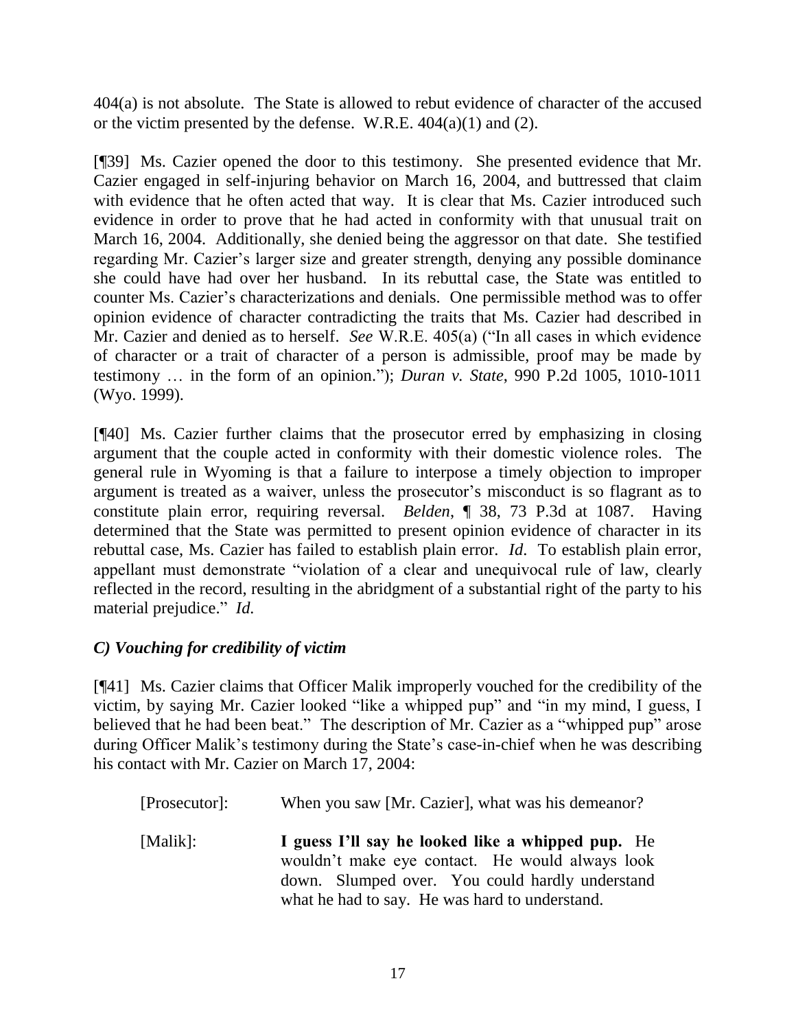404(a) is not absolute. The State is allowed to rebut evidence of character of the accused or the victim presented by the defense. W.R.E. 404(a)(1) and (2).

[¶39] Ms. Cazier opened the door to this testimony. She presented evidence that Mr. Cazier engaged in self-injuring behavior on March 16, 2004, and buttressed that claim with evidence that he often acted that way. It is clear that Ms. Cazier introduced such evidence in order to prove that he had acted in conformity with that unusual trait on March 16, 2004. Additionally, she denied being the aggressor on that date. She testified regarding Mr. Cazier's larger size and greater strength, denying any possible dominance she could have had over her husband. In its rebuttal case, the State was entitled to counter Ms. Cazier's characterizations and denials. One permissible method was to offer opinion evidence of character contradicting the traits that Ms. Cazier had described in Mr. Cazier and denied as to herself. *See* W.R.E. 405(a) ("In all cases in which evidence of character or a trait of character of a person is admissible, proof may be made by testimony … in the form of an opinion."); *Duran v. State*, 990 P.2d 1005, 1010-1011 (Wyo. 1999).

[¶40] Ms. Cazier further claims that the prosecutor erred by emphasizing in closing argument that the couple acted in conformity with their domestic violence roles. The general rule in Wyoming is that a failure to interpose a timely objection to improper argument is treated as a waiver, unless the prosecutor's misconduct is so flagrant as to constitute plain error, requiring reversal. *Belden*, ¶ 38, 73 P.3d at 1087. Having determined that the State was permitted to present opinion evidence of character in its rebuttal case, Ms. Cazier has failed to establish plain error. *Id*. To establish plain error, appellant must demonstrate "violation of a clear and unequivocal rule of law, clearly reflected in the record, resulting in the abridgment of a substantial right of the party to his material prejudice." *Id.*

### *C) Vouching for credibility of victim*

[¶41] Ms. Cazier claims that Officer Malik improperly vouched for the credibility of the victim, by saying Mr. Cazier looked "like a whipped pup" and "in my mind, I guess, I believed that he had been beat." The description of Mr. Cazier as a "whipped pup" arose during Officer Malik's testimony during the State's case-in-chief when he was describing his contact with Mr. Cazier on March 17, 2004:

> [Prosecutor]: When you saw [Mr. Cazier], what was his demeanor?
>
> [Malik]: **I guess I'll say he looked like a whipped pup.** He wouldn't make eye contact. He would always look down. Slumped over. You could hardly understand what he had to say. He was hard to understand.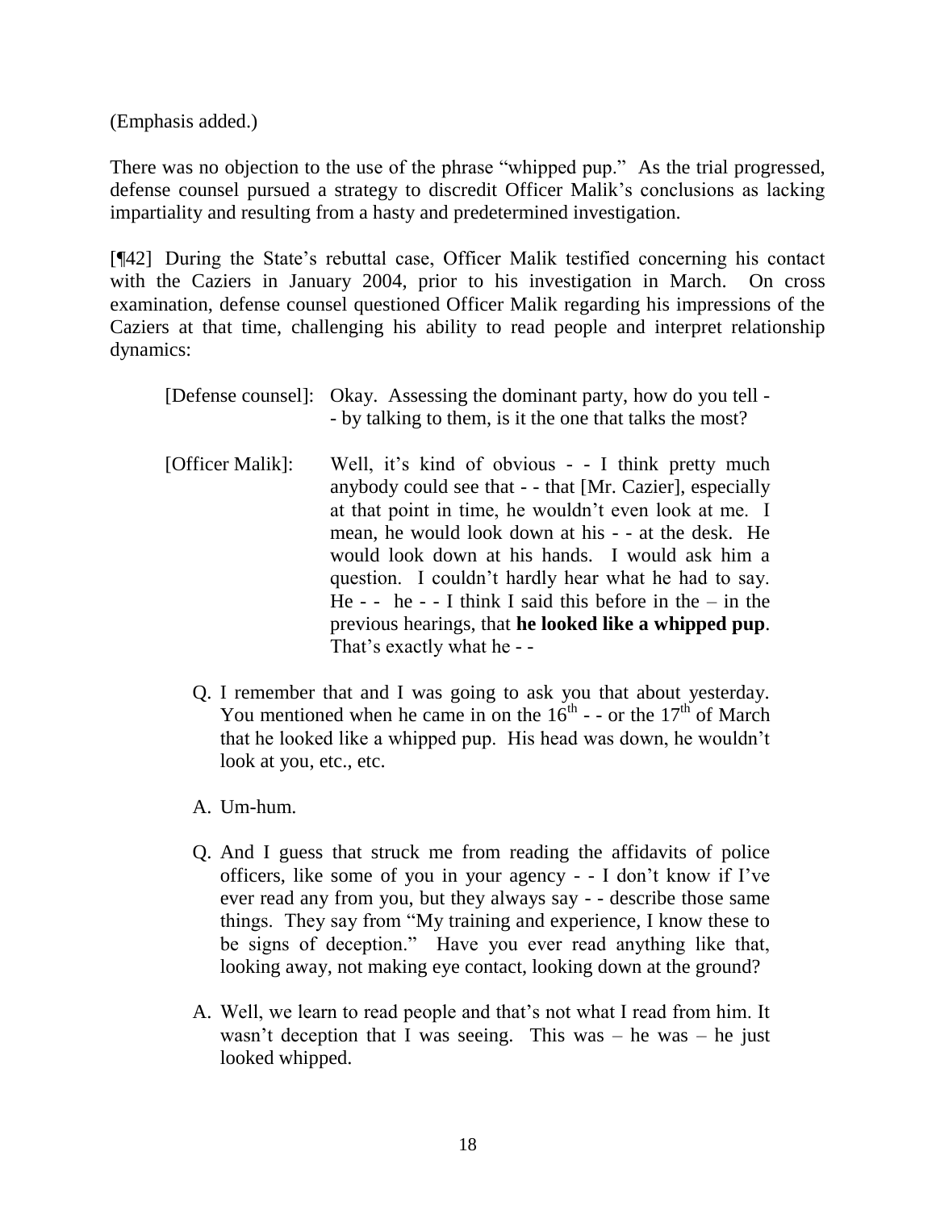(Emphasis added.)

There was no objection to the use of the phrase "whipped pup." As the trial progressed, defense counsel pursued a strategy to discredit Officer Malik's conclusions as lacking impartiality and resulting from a hasty and predetermined investigation.

[¶42] During the State's rebuttal case, Officer Malik testified concerning his contact with the Caziers in January 2004, prior to his investigation in March. On cross examination, defense counsel questioned Officer Malik regarding his impressions of the Caziers at that time, challenging his ability to read people and interpret relationship dynamics:

> [Defense counsel]: Okay. Assessing the dominant party, how do you tell - - by talking to them, is it the one that talks the most?
>
> [Officer Malik]: Well, it's kind of obvious - - I think pretty much anybody could see that - - that [Mr. Cazier], especially at that point in time, he wouldn't even look at me. I mean, he would look down at his - - at the desk. He would look down at his hands. I would ask him a question. I couldn't hardly hear what he had to say. He - - he - - I think I said this before in the – in the previous hearings, that **he looked like a whipped pup**. That's exactly what he - -
>
> Q. I remember that and I was going to ask you that about yesterday. You mentioned when he came in on the 16th - - or the 17th of March that he looked like a whipped pup. His head was down, he wouldn't look at you, etc., etc.
>
> A. Um-hum.
>
> Q. And I guess that struck me from reading the affidavits of police officers, like some of you in your agency - - I don't know if I've ever read any from you, but they always say - - describe those same things. They say from "My training and experience, I know these to be signs of deception." Have you ever read anything like that, looking away, not making eye contact, looking down at the ground?
>
> A. Well, we learn to read people and that's not what I read from him. It wasn't deception that I was seeing. This was – he was – he just looked whipped.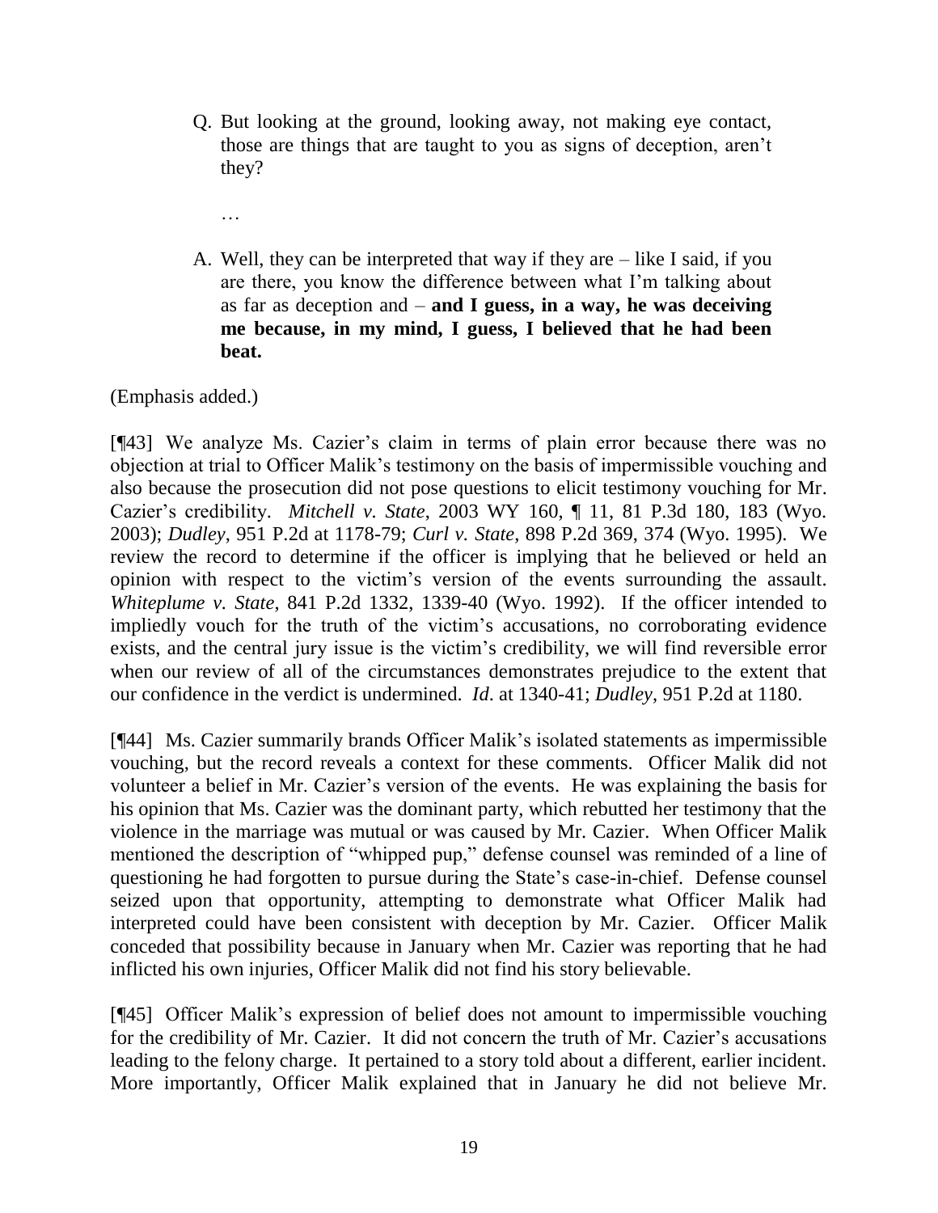> Q. But looking at the ground, looking away, not making eye contact, those are things that are taught to you as signs of deception, aren't they?
>
> …
>
> A. Well, they can be interpreted that way if they are – like I said, if you are there, you know the difference between what I'm talking about as far as deception and – **and I guess, in a way, he was deceiving me because, in my mind, I guess, I believed that he had been beat.**

(Emphasis added.)

[¶43] We analyze Ms. Cazier's claim in terms of plain error because there was no objection at trial to Officer Malik's testimony on the basis of impermissible vouching and also because the prosecution did not pose questions to elicit testimony vouching for Mr. Cazier's credibility. *Mitchell v. State*, 2003 WY 160, ¶ 11, 81 P.3d 180, 183 (Wyo. 2003); *Dudley*, 951 P.2d at 1178-79; *Curl v. State*, 898 P.2d 369, 374 (Wyo. 1995). We review the record to determine if the officer is implying that he believed or held an opinion with respect to the victim's version of the events surrounding the assault. *Whiteplume v. State*, 841 P.2d 1332, 1339-40 (Wyo. 1992). If the officer intended to impliedly vouch for the truth of the victim's accusations, no corroborating evidence exists, and the central jury issue is the victim's credibility, we will find reversible error when our review of all of the circumstances demonstrates prejudice to the extent that our confidence in the verdict is undermined. *Id*. at 1340-41; *Dudley*, 951 P.2d at 1180.

[¶44] Ms. Cazier summarily brands Officer Malik's isolated statements as impermissible vouching, but the record reveals a context for these comments. Officer Malik did not volunteer a belief in Mr. Cazier's version of the events. He was explaining the basis for his opinion that Ms. Cazier was the dominant party, which rebutted her testimony that the violence in the marriage was mutual or was caused by Mr. Cazier. When Officer Malik mentioned the description of "whipped pup," defense counsel was reminded of a line of questioning he had forgotten to pursue during the State's case-in-chief. Defense counsel seized upon that opportunity, attempting to demonstrate what Officer Malik had interpreted could have been consistent with deception by Mr. Cazier. Officer Malik conceded that possibility because in January when Mr. Cazier was reporting that he had inflicted his own injuries, Officer Malik did not find his story believable.

[¶45] Officer Malik's expression of belief does not amount to impermissible vouching for the credibility of Mr. Cazier. It did not concern the truth of Mr. Cazier's accusations leading to the felony charge. It pertained to a story told about a different, earlier incident. More importantly, Officer Malik explained that in January he did not believe Mr.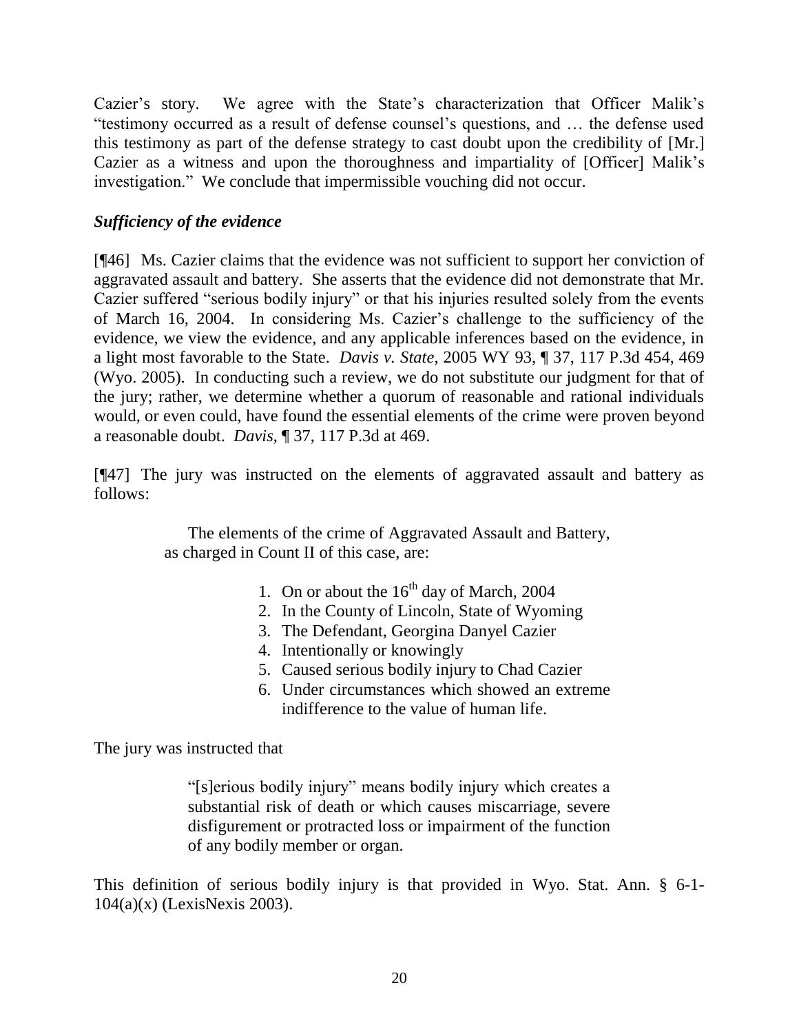Cazier's story. We agree with the State's characterization that Officer Malik's "testimony occurred as a result of defense counsel's questions, and … the defense used this testimony as part of the defense strategy to cast doubt upon the credibility of [Mr.] Cazier as a witness and upon the thoroughness and impartiality of [Officer] Malik's investigation." We conclude that impermissible vouching did not occur.

***Sufficiency of the evidence***

[¶46] Ms. Cazier claims that the evidence was not sufficient to support her conviction of aggravated assault and battery. She asserts that the evidence did not demonstrate that Mr. Cazier suffered "serious bodily injury" or that his injuries resulted solely from the events of March 16, 2004. In considering Ms. Cazier's challenge to the sufficiency of the evidence, we view the evidence, and any applicable inferences based on the evidence, in a light most favorable to the State. *Davis v. State*, 2005 WY 93, ¶ 37, 117 P.3d 454, 469 (Wyo. 2005). In conducting such a review, we do not substitute our judgment for that of the jury; rather, we determine whether a quorum of reasonable and rational individuals would, or even could, have found the essential elements of the crime were proven beyond a reasonable doubt. *Davis*, ¶ 37, 117 P.3d at 469.

[¶47] The jury was instructed on the elements of aggravated assault and battery as follows:

> The elements of the crime of Aggravated Assault and Battery, as charged in Count II of this case, are:
>
> 1. On or about the 16th day of March, 2004
> 2. In the County of Lincoln, State of Wyoming
> 3. The Defendant, Georgina Danyel Cazier
> 4. Intentionally or knowingly
> 5. Caused serious bodily injury to Chad Cazier
> 6. Under circumstances which showed an extreme indifference to the value of human life.

The jury was instructed that

> "[s]erious bodily injury" means bodily injury which creates a substantial risk of death or which causes miscarriage, severe disfigurement or protracted loss or impairment of the function of any bodily member or organ.

This definition of serious bodily injury is that provided in Wyo. Stat. Ann. § 6-1-104(a)(x) (LexisNexis 2003).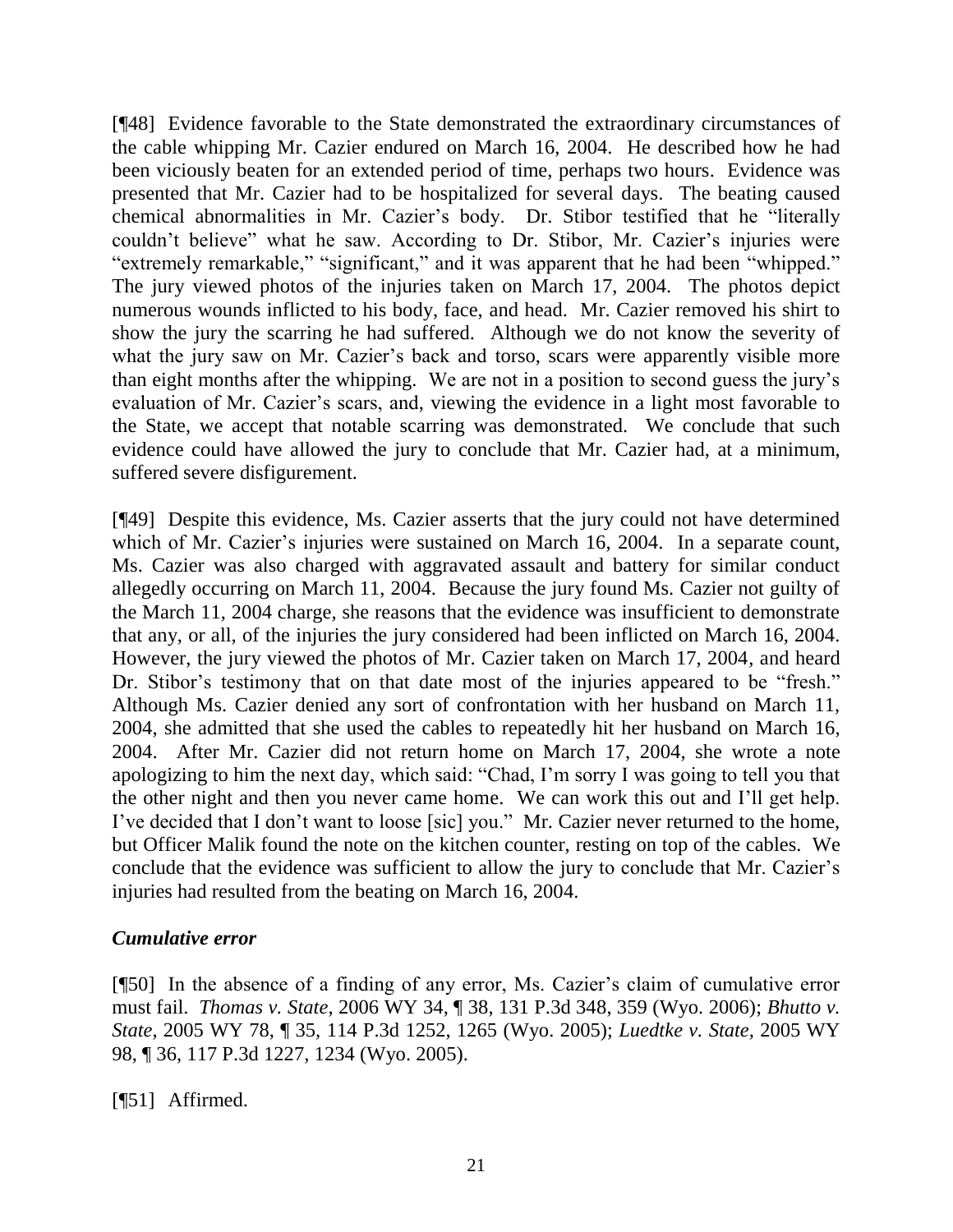[¶48] Evidence favorable to the State demonstrated the extraordinary circumstances of the cable whipping Mr. Cazier endured on March 16, 2004. He described how he had been viciously beaten for an extended period of time, perhaps two hours. Evidence was presented that Mr. Cazier had to be hospitalized for several days. The beating caused chemical abnormalities in Mr. Cazier's body. Dr. Stibor testified that he "literally couldn't believe" what he saw. According to Dr. Stibor, Mr. Cazier's injuries were "extremely remarkable," "significant," and it was apparent that he had been "whipped." The jury viewed photos of the injuries taken on March 17, 2004. The photos depict numerous wounds inflicted to his body, face, and head. Mr. Cazier removed his shirt to show the jury the scarring he had suffered. Although we do not know the severity of what the jury saw on Mr. Cazier's back and torso, scars were apparently visible more than eight months after the whipping. We are not in a position to second guess the jury's evaluation of Mr. Cazier's scars, and, viewing the evidence in a light most favorable to the State, we accept that notable scarring was demonstrated. We conclude that such evidence could have allowed the jury to conclude that Mr. Cazier had, at a minimum, suffered severe disfigurement.

[¶49] Despite this evidence, Ms. Cazier asserts that the jury could not have determined which of Mr. Cazier's injuries were sustained on March 16, 2004. In a separate count, Ms. Cazier was also charged with aggravated assault and battery for similar conduct allegedly occurring on March 11, 2004. Because the jury found Ms. Cazier not guilty of the March 11, 2004 charge, she reasons that the evidence was insufficient to demonstrate that any, or all, of the injuries the jury considered had been inflicted on March 16, 2004. However, the jury viewed the photos of Mr. Cazier taken on March 17, 2004, and heard Dr. Stibor's testimony that on that date most of the injuries appeared to be "fresh." Although Ms. Cazier denied any sort of confrontation with her husband on March 11, 2004, she admitted that she used the cables to repeatedly hit her husband on March 16, 2004. After Mr. Cazier did not return home on March 17, 2004, she wrote a note apologizing to him the next day, which said: "Chad, I'm sorry I was going to tell you that the other night and then you never came home. We can work this out and I'll get help. I've decided that I don't want to loose [sic] you." Mr. Cazier never returned to the home, but Officer Malik found the note on the kitchen counter, resting on top of the cables. We conclude that the evidence was sufficient to allow the jury to conclude that Mr. Cazier's injuries had resulted from the beating on March 16, 2004.

### *Cumulative error*

[¶50] In the absence of a finding of any error, Ms. Cazier's claim of cumulative error must fail. *Thomas v. State*, 2006 WY 34, ¶ 38, 131 P.3d 348, 359 (Wyo. 2006); *Bhutto v. State*, 2005 WY 78, ¶ 35, 114 P.3d 1252, 1265 (Wyo. 2005); *Luedtke v. State*, 2005 WY 98, ¶ 36, 117 P.3d 1227, 1234 (Wyo. 2005).

[¶51] Affirmed.